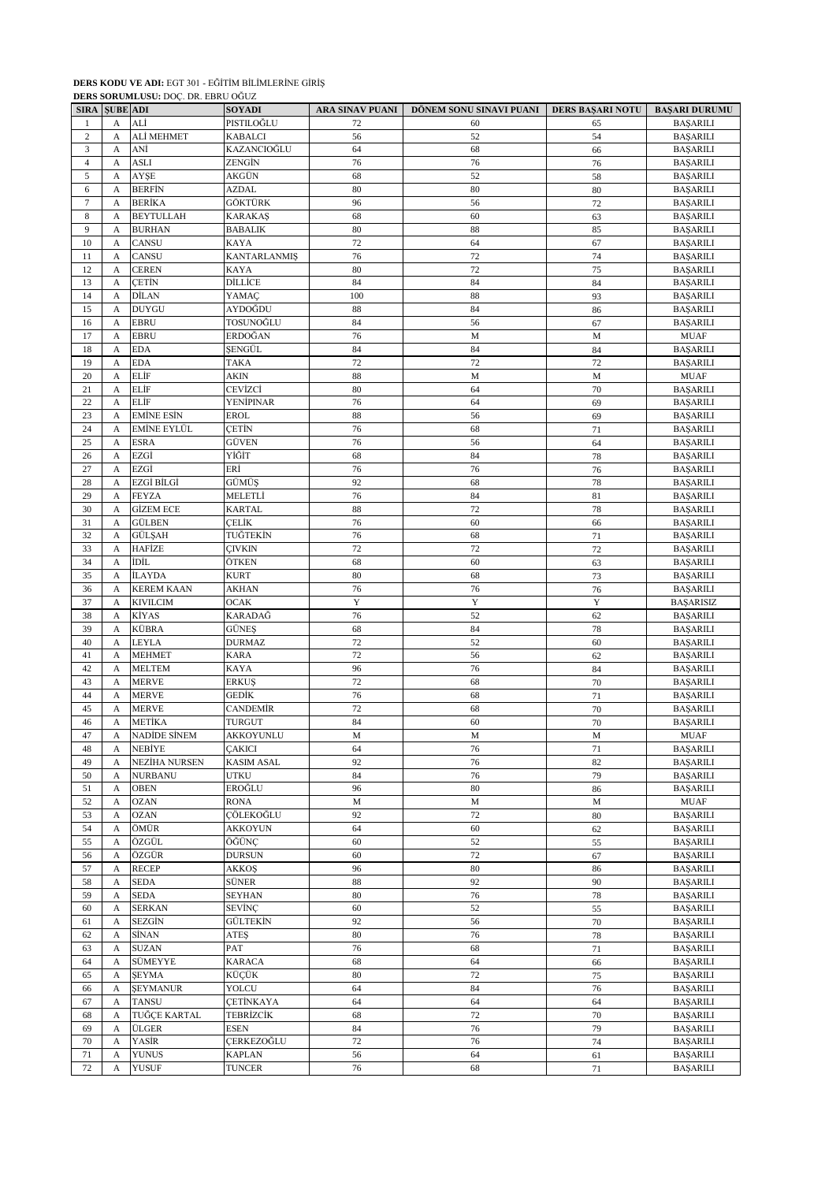**DERS KODU VE ADI:** EGT 301 - EĞİTİM BİLİMLERİNE GİRİŞ
**DERS SORUMLUSU:** DOÇ. DR. EBRU OĞUZ

| SIRA | ŞUBE | ADI | SOYADI | ARA SINAV PUANI | DÖNEM SONU SINAVI PUANI | DERS BAŞARI NOTU | BAŞARI DURUMU |
|---|---|---|---|---|---|---|---|
| 1 | A | ALİ | PISTILOĞLU | 72 | 60 | 65 | BAŞARILI |
| 2 | A | ALİ MEHMET | KABALCI | 56 | 52 | 54 | BAŞARILI |
| 3 | A | ANİ | KAZANCIOĞLU | 64 | 68 | 66 | BAŞARILI |
| 4 | A | ASLI | ZENGİN | 76 | 76 | 76 | BAŞARILI |
| 5 | A | AYŞE | AKGÜN | 68 | 52 | 58 | BAŞARILI |
| 6 | A | BERFİN | AZDAL | 80 | 80 | 80 | BAŞARILI |
| 7 | A | BERİKA | GÖKTÜRK | 96 | 56 | 72 | BAŞARILI |
| 8 | A | BEYTULLAH | KARAKAŞ | 68 | 60 | 63 | BAŞARILI |
| 9 | A | BURHAN | BABALIK | 80 | 88 | 85 | BAŞARILI |
| 10 | A | CANSU | KAYA | 72 | 64 | 67 | BAŞARILI |
| 11 | A | CANSU | KANTARLANMIŞ | 76 | 72 | 74 | BAŞARILI |
| 12 | A | CEREN | KAYA | 80 | 72 | 75 | BAŞARILI |
| 13 | A | ÇETİN | DİLLİCE | 84 | 84 | 84 | BAŞARILI |
| 14 | A | DİLAN | YAMAÇ | 100 | 88 | 93 | BAŞARILI |
| 15 | A | DUYGU | AYDOĞDU | 88 | 84 | 86 | BAŞARILI |
| 16 | A | EBRU | TOSUNOĞLU | 84 | 56 | 67 | BAŞARILI |
| 17 | A | EBRU | ERDOĞAN | 76 | M | M | MUAF |
| 18 | A | EDA | ŞENGÜL | 84 | 84 | 84 | BAŞARILI |
| 19 | A | EDA | TAKA | 72 | 72 | 72 | BAŞARILI |
| 20 | A | ELİF | AKIN | 88 | M | M | MUAF |
| 21 | A | ELİF | CEVİZCİ | 80 | 64 | 70 | BAŞARILI |
| 22 | A | ELİF | YENİPINAR | 76 | 64 | 69 | BAŞARILI |
| 23 | A | EMİNE ESİN | EROL | 88 | 56 | 69 | BAŞARILI |
| 24 | A | EMİNE EYLÜL | ÇETİN | 76 | 68 | 71 | BAŞARILI |
| 25 | A | ESRA | GÜVEN | 76 | 56 | 64 | BAŞARILI |
| 26 | A | EZGİ | YİĞİT | 68 | 84 | 78 | BAŞARILI |
| 27 | A | EZGİ | ERİ | 76 | 76 | 76 | BAŞARILI |
| 28 | A | EZGİ BİLGİ | GÜMÜŞ | 92 | 68 | 78 | BAŞARILI |
| 29 | A | FEYZA | MELETLİ | 76 | 84 | 81 | BAŞARILI |
| 30 | A | GİZEM ECE | KARTAL | 88 | 72 | 78 | BAŞARILI |
| 31 | A | GÜLBEN | ÇELİK | 76 | 60 | 66 | BAŞARILI |
| 32 | A | GÜLŞAH | TUĞTEKİN | 76 | 68 | 71 | BAŞARILI |
| 33 | A | HAFİZE | ÇIVKIN | 72 | 72 | 72 | BAŞARILI |
| 34 | A | İDİL | ÖTKEN | 68 | 60 | 63 | BAŞARILI |
| 35 | A | İLAYDA | KURT | 80 | 68 | 73 | BAŞARILI |
| 36 | A | KEREM KAAN | AKHAN | 76 | 76 | 76 | BAŞARILI |
| 37 | A | KIVILCIM | OCAK | Y | Y | Y | BAŞARISIZ |
| 38 | A | KİYAS | KARADAĞ | 76 | 52 | 62 | BAŞARILI |
| 39 | A | KÜBRA | GÜNEŞ | 68 | 84 | 78 | BAŞARILI |
| 40 | A | LEYLA | DURMAZ | 72 | 52 | 60 | BAŞARILI |
| 41 | A | MEHMET | KARA | 72 | 56 | 62 | BAŞARILI |
| 42 | A | MELTEM | KAYA | 96 | 76 | 84 | BAŞARILI |
| 43 | A | MERVE | ERKUŞ | 72 | 68 | 70 | BAŞARILI |
| 44 | A | MERVE | GEDİK | 76 | 68 | 71 | BAŞARILI |
| 45 | A | MERVE | CANDEMİR | 72 | 68 | 70 | BAŞARILI |
| 46 | A | METİKA | TURGUT | 84 | 60 | 70 | BAŞARILI |
| 47 | A | NADİDE SİNEM | AKKOYUNLU | M | M | M | MUAF |
| 48 | A | NEBİYE | ÇAKICI | 64 | 76 | 71 | BAŞARILI |
| 49 | A | NEZİHA NURSEN | KASIM ASAL | 92 | 76 | 82 | BAŞARILI |
| 50 | A | NURBANU | UTKU | 84 | 76 | 79 | BAŞARILI |
| 51 | A | OBEN | EROĞLU | 96 | 80 | 86 | BAŞARILI |
| 52 | A | OZAN | RONA | M | M | M | MUAF |
| 53 | A | OZAN | ÇÖLEKOĞLU | 92 | 72 | 80 | BAŞARILI |
| 54 | A | ÖMÜR | AKKOYUN | 64 | 60 | 62 | BAŞARILI |
| 55 | A | ÖZGÜL | ÖĞÜNÇ | 60 | 52 | 55 | BAŞARILI |
| 56 | A | ÖZGÜR | DURSUN | 60 | 72 | 67 | BAŞARILI |
| 57 | A | RECEP | AKKOŞ | 96 | 80 | 86 | BAŞARILI |
| 58 | A | SEDA | SÜNER | 88 | 92 | 90 | BAŞARILI |
| 59 | A | SEDA | SEYHAN | 80 | 76 | 78 | BAŞARILI |
| 60 | A | SERKAN | SEVİNÇ | 60 | 52 | 55 | BAŞARILI |
| 61 | A | SEZGİN | GÜLTEKİN | 92 | 56 | 70 | BAŞARILI |
| 62 | A | SİNAN | ATEŞ | 80 | 76 | 78 | BAŞARILI |
| 63 | A | SUZAN | PAT | 76 | 68 | 71 | BAŞARILI |
| 64 | A | SÜMEYYE | KARACA | 68 | 64 | 66 | BAŞARILI |
| 65 | A | ŞEYMA | KÜÇÜK | 80 | 72 | 75 | BAŞARILI |
| 66 | A | ŞEYMANUR | YOLCU | 64 | 84 | 76 | BAŞARILI |
| 67 | A | TANSU | ÇETİNKAYA | 64 | 64 | 64 | BAŞARILI |
| 68 | A | TUĞÇE KARTAL | TEBRİZCİK | 68 | 72 | 70 | BAŞARILI |
| 69 | A | ÜLGER | ESEN | 84 | 76 | 79 | BAŞARILI |
| 70 | A | YASİR | ÇERKEZOĞLU | 72 | 76 | 74 | BAŞARILI |
| 71 | A | YUNUS | KAPLAN | 56 | 64 | 61 | BAŞARILI |
| 72 | A | YUSUF | TUNCER | 76 | 68 | 71 | BAŞARILI |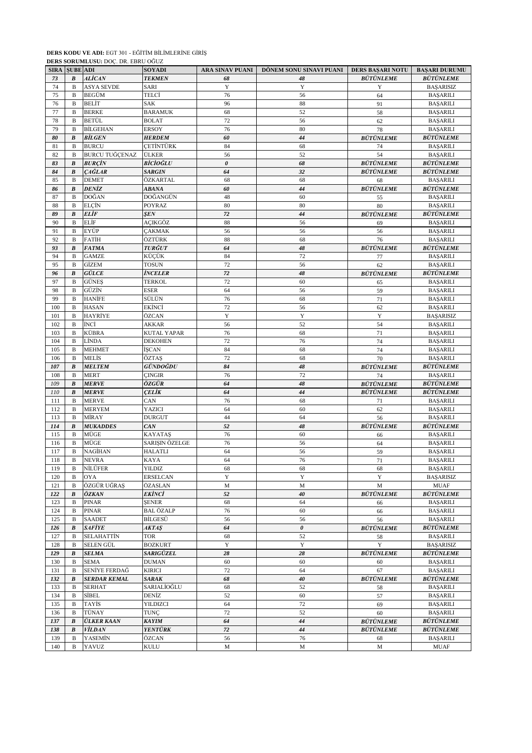**DERS KODU VE ADI:** EGT 301 - EĞİTİM BİLİMLERİNE GİRİŞ

**DERS SORUMLUSU:** DOÇ. DR. EBRU OĞUZ

| SIRA | ŞUBE | ADI | SOYADI | ARA SINAV PUANI | DÖNEM SONU SINAVI PUANI | DERS BAŞARI NOTU | BAŞARI DURUMU |
|---|---|---|---|---|---|---|---|
| ***73*** | ***B*** | ***ALİCAN*** | ***TEKMEN*** | ***68*** | ***48*** | ***BÜTÜNLEME*** | ***BÜTÜNLEME*** |
| 74 | B | ASYA SEVDE | SARI | Y | Y | Y | BAŞARISIZ |
| 75 | B | BEGÜM | TELCİ | 76 | 56 | 64 | BAŞARILI |
| 76 | B | BELİT | SAK | 96 | 88 | 91 | BAŞARILI |
| 77 | B | BERKE | BARAMUK | 68 | 52 | 58 | BAŞARILI |
| 78 | B | BETÜL | BOLAT | 72 | 56 | 62 | BAŞARILI |
| 79 | B | BİLGEHAN | ERSOY | 76 | 80 | 78 | BAŞARILI |
| ***80*** | ***B*** | ***BİLGEN*** | ***HERDEM*** | ***60*** | ***44*** | ***BÜTÜNLEME*** | ***BÜTÜNLEME*** |
| 81 | B | BURCU | ÇETİNTÜRK | 84 | 68 | 74 | BAŞARILI |
| 82 | B | BURCU TUĞÇENAZ | ÜLKER | 56 | 52 | 54 | BAŞARILI |
| ***83*** | ***B*** | ***BURÇİN*** | ***BİCİOĞLU*** | ***0*** | ***68*** | ***BÜTÜNLEME*** | ***BÜTÜNLEME*** |
| ***84*** | ***B*** | ***ÇAĞLAR*** | ***SARGIN*** | ***64*** | ***32*** | ***BÜTÜNLEME*** | ***BÜTÜNLEME*** |
| 85 | B | DEMET | ÖZKARTAL | 68 | 68 | 68 | BAŞARILI |
| ***86*** | ***B*** | ***DENİZ*** | ***ABANA*** | ***60*** | ***44*** | ***BÜTÜNLEME*** | ***BÜTÜNLEME*** |
| 87 | B | DOĞAN | DOĞANGÜN | 48 | 60 | 55 | BAŞARILI |
| 88 | B | ELÇİN | POYRAZ | 80 | 80 | 80 | BAŞARILI |
| ***89*** | ***B*** | ***ELİF*** | ***ŞEN*** | ***72*** | ***44*** | ***BÜTÜNLEME*** | ***BÜTÜNLEME*** |
| 90 | B | ELİF | AÇIKGÖZ | 88 | 56 | 69 | BAŞARILI |
| 91 | B | EYÜP | ÇAKMAK | 56 | 56 | 56 | BAŞARILI |
| 92 | B | FATİH | ÖZTÜRK | 88 | 68 | 76 | BAŞARILI |
| ***93*** | ***B*** | ***FATMA*** | ***TURĞUT*** | ***64*** | ***48*** | ***BÜTÜNLEME*** | ***BÜTÜNLEME*** |
| 94 | B | GAMZE | KÜÇÜK | 84 | 72 | 77 | BAŞARILI |
| 95 | B | GİZEM | TOSUN | 72 | 56 | 62 | BAŞARILI |
| ***96*** | ***B*** | ***GÜLCE*** | ***İNCELER*** | ***72*** | ***48*** | ***BÜTÜNLEME*** | ***BÜTÜNLEME*** |
| 97 | B | GÜNEŞ | TERKOL | 72 | 60 | 65 | BAŞARILI |
| 98 | B | GÜZİN | ESER | 64 | 56 | 59 | BAŞARILI |
| 99 | B | HANİFE | SÜLÜN | 76 | 68 | 71 | BAŞARILI |
| 100 | B | HASAN | EKİNCİ | 72 | 56 | 62 | BAŞARILI |
| 101 | B | HAYRİYE | ÖZCAN | Y | Y | Y | BAŞARISIZ |
| 102 | B | İNCİ | AKKAR | 56 | 52 | 54 | BAŞARILI |
| 103 | B | KÜBRA | KUTAL YAPAR | 76 | 68 | 71 | BAŞARILI |
| 104 | B | LİNDA | DEKOHEN | 72 | 76 | 74 | BAŞARILI |
| 105 | B | MEHMET | İŞCAN | 84 | 68 | 74 | BAŞARILI |
| 106 | B | MELİS | ÖZTAŞ | 72 | 68 | 70 | BAŞARILI |
| ***107*** | ***B*** | ***MELTEM*** | ***GÜNDOĞDU*** | ***84*** | ***48*** | ***BÜTÜNLEME*** | ***BÜTÜNLEME*** |
| 108 | B | MERT | ÇINGIR | 76 | 72 | 74 | BAŞARILI |
| ***109*** | ***B*** | ***MERVE*** | ***ÖZGÜR*** | ***64*** | ***48*** | ***BÜTÜNLEME*** | ***BÜTÜNLEME*** |
| ***110*** | ***B*** | ***MERVE*** | ***ÇELİK*** | ***64*** | ***44*** | ***BÜTÜNLEME*** | ***BÜTÜNLEME*** |
| 111 | B | MERVE | CAN | 76 | 68 | 71 | BAŞARILI |
| 112 | B | MERYEM | YAZICI | 64 | 60 | 62 | BAŞARILI |
| 113 | B | MİRAY | DURGUT | 44 | 64 | 56 | BAŞARILI |
| ***114*** | ***B*** | ***MUKADDES*** | ***CAN*** | ***52*** | ***48*** | ***BÜTÜNLEME*** | ***BÜTÜNLEME*** |
| 115 | B | MÜGE | KAYATAŞ | 76 | 60 | 66 | BAŞARILI |
| 116 | B | MÜGE | SARIŞIN ÖZELGE | 76 | 56 | 64 | BAŞARILI |
| 117 | B | NAGİHAN | HALATLI | 64 | 56 | 59 | BAŞARILI |
| 118 | B | NEVRA | KAYA | 64 | 76 | 71 | BAŞARILI |
| 119 | B | NİLÜFER | YILDIZ | 68 | 68 | 68 | BAŞARILI |
| 120 | B | OYA | ERSELCAN | Y | Y | Y | BAŞARISIZ |
| 121 | B | ÖZGÜR UĞRAŞ | ÖZASLAN | M | M | M | MUAF |
| ***122*** | ***B*** | ***ÖZKAN*** | ***EKİNCİ*** | ***52*** | ***40*** | ***BÜTÜNLEME*** | ***BÜTÜNLEME*** |
| 123 | B | PINAR | ŞENER | 68 | 64 | 66 | BAŞARILI |
| 124 | B | PINAR | BAL ÖZALP | 76 | 60 | 66 | BAŞARILI |
| 125 | B | SAADET | BİLGESÜ | 56 | 56 | 56 | BAŞARILI |
| ***126*** | ***B*** | ***SAFİYE*** | ***AKTAŞ*** | ***64*** | ***0*** | ***BÜTÜNLEME*** | ***BÜTÜNLEME*** |
| 127 | B | SELAHATTİN | TOR | 68 | 52 | 58 | BAŞARILI |
| 128 | B | SELEN GÜL | BOZKURT | Y | Y | Y | BAŞARISIZ |
| ***129*** | ***B*** | ***SELMA*** | ***SARIGÜZEL*** | ***28*** | ***28*** | ***BÜTÜNLEME*** | ***BÜTÜNLEME*** |
| 130 | B | SEMA | DUMAN | 60 | 60 | 60 | BAŞARILI |
| 131 | B | SENİYE FERDAĞ | KIRICI | 72 | 64 | 67 | BAŞARILI |
| ***132*** | ***B*** | ***SERDAR KEMAL*** | ***SARAK*** | ***68*** | ***40*** | ***BÜTÜNLEME*** | ***BÜTÜNLEME*** |
| 133 | B | SERHAT | SARIALİOĞLU | 68 | 52 | 58 | BAŞARILI |
| 134 | B | SİBEL | DENİZ | 52 | 60 | 57 | BAŞARILI |
| 135 | B | TAYİS | YILDIZCI | 64 | 72 | 69 | BAŞARILI |
| 136 | B | TÜNAY | TUNÇ | 72 | 52 | 60 | BAŞARILI |
| ***137*** | ***B*** | ***ÜLKER KAAN*** | ***KAYIM*** | ***64*** | ***44*** | ***BÜTÜNLEME*** | ***BÜTÜNLEME*** |
| ***138*** | ***B*** | ***VİLDAN*** | ***YENTÜRK*** | ***72*** | ***44*** | ***BÜTÜNLEME*** | ***BÜTÜNLEME*** |
| 139 | B | YASEMİN | ÖZCAN | 56 | 76 | 68 | BAŞARILI |
| 140 | B | YAVUZ | KULU | M | M | M | MUAF |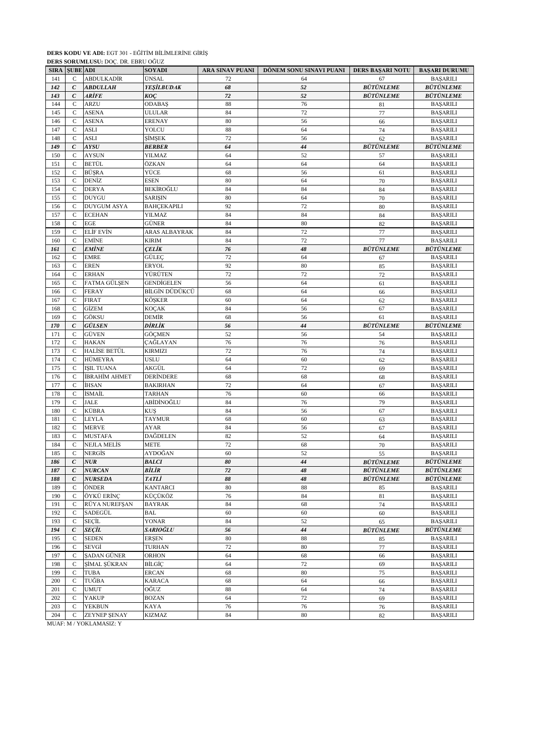**DERS KODU VE ADI:** EGT 301 - EĞİTİM BİLİMLERİNE GİRİŞ

**DERS SORUMLUSU:** DOÇ. DR. EBRU OĞUZ

| SIRA | ŞUBE | ADI | SOYADI | ARA SINAV PUANI | DÖNEM SONU SINAVI PUANI | DERS BAŞARI NOTU | BAŞARI DURUMU |
|---|---|---|---|---|---|---|---|
| 141 | C | ABDULKADİR | ÜNSAL | 72 | 64 | 67 | BAŞARILI |
| ***142*** | ***C*** | ***ABDULLAH*** | ***YEŞİLBUDAK*** | ***68*** | ***52*** | ***BÜTÜNLEME*** | ***BÜTÜNLEME*** |
| ***143*** | ***C*** | ***ARİFE*** | ***KOÇ*** | ***72*** | ***52*** | ***BÜTÜNLEME*** | ***BÜTÜNLEME*** |
| 144 | C | ARZU | ODABAŞ | 88 | 76 | 81 | BAŞARILI |
| 145 | C | ASENA | ULULAR | 84 | 72 | 77 | BAŞARILI |
| 146 | C | ASENA | ERENAY | 80 | 56 | 66 | BAŞARILI |
| 147 | C | ASLI | YOLCU | 88 | 64 | 74 | BAŞARILI |
| 148 | C | ASLI | ŞİMŞEK | 72 | 56 | 62 | BAŞARILI |
| ***149*** | ***C*** | ***AYSU*** | ***BERBER*** | ***64*** | ***44*** | ***BÜTÜNLEME*** | ***BÜTÜNLEME*** |
| 150 | C | AYSUN | YILMAZ | 64 | 52 | 57 | BAŞARILI |
| 151 | C | BETÜL | ÖZKAN | 64 | 64 | 64 | BAŞARILI |
| 152 | C | BÜŞRA | YÜCE | 68 | 56 | 61 | BAŞARILI |
| 153 | C | DENİZ | ESEN | 80 | 64 | 70 | BAŞARILI |
| 154 | C | DERYA | BEKİROĞLU | 84 | 84 | 84 | BAŞARILI |
| 155 | C | DUYGU | SARIŞIN | 80 | 64 | 70 | BAŞARILI |
| 156 | C | DUYGUM ASYA | BAHÇEKAPILI | 92 | 72 | 80 | BAŞARILI |
| 157 | C | ECEHAN | YILMAZ | 84 | 84 | 84 | BAŞARILI |
| 158 | C | EGE | GÜNER | 84 | 80 | 82 | BAŞARILI |
| 159 | C | ELİF EVİN | ARAS ALBAYRAK | 84 | 72 | 77 | BAŞARILI |
| 160 | C | EMİNE | KIRIM | 84 | 72 | 77 | BAŞARILI |
| ***161*** | ***C*** | ***EMİNE*** | ***ÇELİK*** | ***76*** | ***48*** | ***BÜTÜNLEME*** | ***BÜTÜNLEME*** |
| 162 | C | EMRE | GÜLEÇ | 72 | 64 | 67 | BAŞARILI |
| 163 | C | EREN | ERYOL | 92 | 80 | 85 | BAŞARILI |
| 164 | C | ERHAN | YÜRÜTEN | 72 | 72 | 72 | BAŞARILI |
| 165 | C | FATMA GÜLŞEN | GENDİGELEN | 56 | 64 | 61 | BAŞARILI |
| 166 | C | FERAY | BİLGİN DÜDÜKCÜ | 68 | 64 | 66 | BAŞARILI |
| 167 | C | FIRAT | KÖŞKER | 60 | 64 | 62 | BAŞARILI |
| 168 | C | GİZEM | KOÇAK | 84 | 56 | 67 | BAŞARILI |
| 169 | C | GÖKSU | DEMİR | 68 | 56 | 61 | BAŞARILI |
| ***170*** | ***C*** | ***GÜLSEN*** | ***DİRLİK*** | ***56*** | ***44*** | ***BÜTÜNLEME*** | ***BÜTÜNLEME*** |
| 171 | C | GÜVEN | GÖÇMEN | 52 | 56 | 54 | BAŞARILI |
| 172 | C | HAKAN | ÇAĞLAYAN | 76 | 76 | 76 | BAŞARILI |
| 173 | C | HALİSE BETÜL | KIRMIZI | 72 | 76 | 74 | BAŞARILI |
| 174 | C | HÜMEYRA | USLU | 64 | 60 | 62 | BAŞARILI |
| 175 | C | IŞIL TUANA | AKGÜL | 64 | 72 | 69 | BAŞARILI |
| 176 | C | İBRAHİM AHMET | DERİNDERE | 68 | 68 | 68 | BAŞARILI |
| 177 | C | İHSAN | BAKIRHAN | 72 | 64 | 67 | BAŞARILI |
| 178 | C | İSMAİL | TARHAN | 76 | 60 | 66 | BAŞARILI |
| 179 | C | JALE | ABİDİNOĞLU | 84 | 76 | 79 | BAŞARILI |
| 180 | C | KÜBRA | KUŞ | 84 | 56 | 67 | BAŞARILI |
| 181 | C | LEYLA | TAYMUR | 68 | 60 | 63 | BAŞARILI |
| 182 | C | MERVE | AYAR | 84 | 56 | 67 | BAŞARILI |
| 183 | C | MUSTAFA | DAĞDELEN | 82 | 52 | 64 | BAŞARILI |
| 184 | C | NEJLA MELİS | METE | 72 | 68 | 70 | BAŞARILI |
| 185 | C | NERGİS | AYDOĞAN | 60 | 52 | 55 | BAŞARILI |
| ***186*** | ***C*** | ***NUR*** | ***BALCI*** | ***80*** | ***44*** | ***BÜTÜNLEME*** | ***BÜTÜNLEME*** |
| ***187*** | ***C*** | ***NURCAN*** | ***BİLİR*** | ***72*** | ***48*** | ***BÜTÜNLEME*** | ***BÜTÜNLEME*** |
| ***188*** | ***C*** | ***NURSEDA*** | ***TATLİ*** | ***88*** | ***48*** | ***BÜTÜNLEME*** | ***BÜTÜNLEME*** |
| 189 | C | ÖNDER | KANTARCI | 80 | 88 | 85 | BAŞARILI |
| 190 | C | ÖYKÜ ERİNÇ | KÜÇÜKÖZ | 76 | 84 | 81 | BAŞARILI |
| 191 | C | RÜYA NUREFŞAN | BAYRAK | 84 | 68 | 74 | BAŞARILI |
| 192 | C | SADEGÜL | BAL | 60 | 60 | 60 | BAŞARILI |
| 193 | C | SEÇİL | YONAR | 84 | 52 | 65 | BAŞARILI |
| ***194*** | ***C*** | ***SEÇİL*** | ***SARIOĞLU*** | ***56*** | ***44*** | ***BÜTÜNLEME*** | ***BÜTÜNLEME*** |
| 195 | C | SEDEN | ERŞEN | 80 | 88 | 85 | BAŞARILI |
| 196 | C | SEVGİ | TURHAN | 72 | 80 | 77 | BAŞARILI |
| 197 | C | ŞADAN GÜNER | ORHON | 64 | 68 | 66 | BAŞARILI |
| 198 | C | ŞİMAL ŞÜKRAN | BİLGİÇ | 64 | 72 | 69 | BAŞARILI |
| 199 | C | TUBA | ERCAN | 68 | 80 | 75 | BAŞARILI |
| 200 | C | TUĞBA | KARACA | 68 | 64 | 66 | BAŞARILI |
| 201 | C | UMUT | OĞUZ | 88 | 64 | 74 | BAŞARILI |
| 202 | C | YAKUP | BOZAN | 64 | 72 | 69 | BAŞARILI |
| 203 | C | YEKBUN | KAYA | 76 | 76 | 76 | BAŞARILI |
| 204 | C | ZEYNEP ŞENAY | KIZMAZ | 84 | 80 | 82 | BAŞARILI |

MUAF: M / YOKLAMASIZ: Y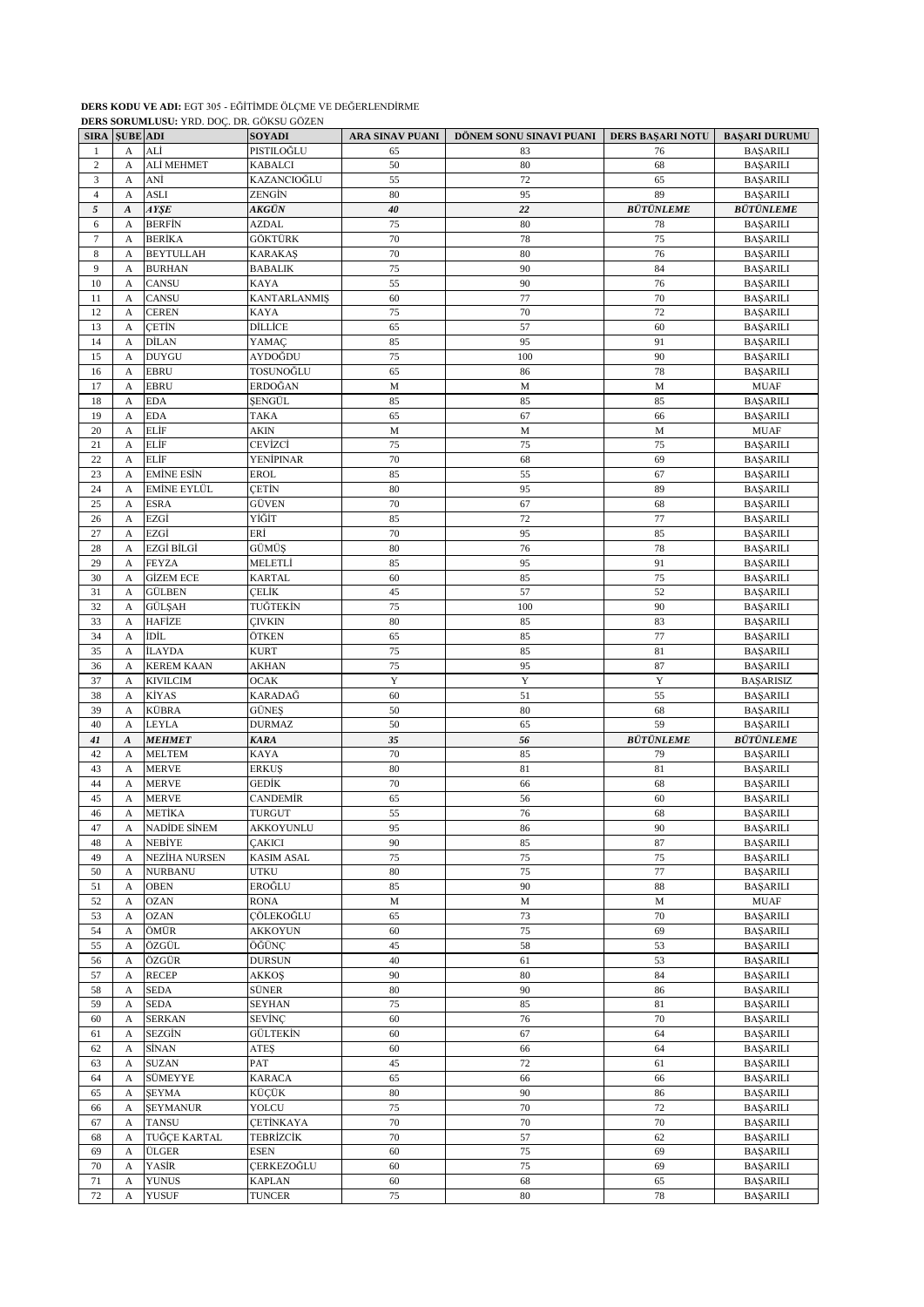**DERS KODU VE ADI:** EGT 305 - EĞİTİMDE ÖLÇME VE DEĞERLENDİRME
**DERS SORUMLUSU:** YRD. DOÇ. DR. GÖKSU GÖZEN

| SIRA | ŞUBE | ADI | SOYADI | ARA SINAV PUANI | DÖNEM SONU SINAVI PUANI | DERS BAŞARI NOTU | BAŞARI DURUMU |
|---|---|---|---|---|---|---|---|
| 1 | A | ALİ | PISTILOĞLU | 65 | 83 | 76 | BAŞARILI |
| 2 | A | ALİ MEHMET | KABALCI | 50 | 80 | 68 | BAŞARILI |
| 3 | A | ANİ | KAZANCIOĞLU | 55 | 72 | 65 | BAŞARILI |
| 4 | A | ASLI | ZENGİN | 80 | 95 | 89 | BAŞARILI |
| ***5*** | ***A*** | ***AYŞE*** | ***AKGÜN*** | ***40*** | ***22*** | ***BÜTÜNLEME*** | ***BÜTÜNLEME*** |
| 6 | A | BERFİN | AZDAL | 75 | 80 | 78 | BAŞARILI |
| 7 | A | BERİKA | GÖKTÜRK | 70 | 78 | 75 | BAŞARILI |
| 8 | A | BEYTULLAH | KARAKAŞ | 70 | 80 | 76 | BAŞARILI |
| 9 | A | BURHAN | BABALIK | 75 | 90 | 84 | BAŞARILI |
| 10 | A | CANSU | KAYA | 55 | 90 | 76 | BAŞARILI |
| 11 | A | CANSU | KANTARLANMIŞ | 60 | 77 | 70 | BAŞARILI |
| 12 | A | CEREN | KAYA | 75 | 70 | 72 | BAŞARILI |
| 13 | A | ÇETİN | DİLLİCE | 65 | 57 | 60 | BAŞARILI |
| 14 | A | DİLAN | YAMAÇ | 85 | 95 | 91 | BAŞARILI |
| 15 | A | DUYGU | AYDOĞDU | 75 | 100 | 90 | BAŞARILI |
| 16 | A | EBRU | TOSUNOĞLU | 65 | 86 | 78 | BAŞARILI |
| 17 | A | EBRU | ERDOĞAN | M | M | M | MUAF |
| 18 | A | EDA | ŞENGÜL | 85 | 85 | 85 | BAŞARILI |
| 19 | A | EDA | TAKA | 65 | 67 | 66 | BAŞARILI |
| 20 | A | ELİF | AKIN | M | M | M | MUAF |
| 21 | A | ELİF | CEVİZCİ | 75 | 75 | 75 | BAŞARILI |
| 22 | A | ELİF | YENİPINAR | 70 | 68 | 69 | BAŞARILI |
| 23 | A | EMİNE ESİN | EROL | 85 | 55 | 67 | BAŞARILI |
| 24 | A | EMİNE EYLÜL | ÇETİN | 80 | 95 | 89 | BAŞARILI |
| 25 | A | ESRA | GÜVEN | 70 | 67 | 68 | BAŞARILI |
| 26 | A | EZGİ | YİĞİT | 85 | 72 | 77 | BAŞARILI |
| 27 | A | EZGİ | ERİ | 70 | 95 | 85 | BAŞARILI |
| 28 | A | EZGİ BİLGİ | GÜMÜŞ | 80 | 76 | 78 | BAŞARILI |
| 29 | A | FEYZA | MELETLİ | 85 | 95 | 91 | BAŞARILI |
| 30 | A | GİZEM ECE | KARTAL | 60 | 85 | 75 | BAŞARILI |
| 31 | A | GÜLBEN | ÇELİK | 45 | 57 | 52 | BAŞARILI |
| 32 | A | GÜLŞAH | TUĞTEKİN | 75 | 100 | 90 | BAŞARILI |
| 33 | A | HAFİZE | ÇIVKIN | 80 | 85 | 83 | BAŞARILI |
| 34 | A | İDİL | ÖTKEN | 65 | 85 | 77 | BAŞARILI |
| 35 | A | İLAYDA | KURT | 75 | 85 | 81 | BAŞARILI |
| 36 | A | KEREM KAAN | AKHAN | 75 | 95 | 87 | BAŞARILI |
| 37 | A | KIVILCIM | OCAK | Y | Y | Y | BAŞARISIZ |
| 38 | A | KİYAS | KARADAĞ | 60 | 51 | 55 | BAŞARILI |
| 39 | A | KÜBRA | GÜNEŞ | 50 | 80 | 68 | BAŞARILI |
| 40 | A | LEYLA | DURMAZ | 50 | 65 | 59 | BAŞARILI |
| ***41*** | ***A*** | ***MEHMET*** | ***KARA*** | ***35*** | ***56*** | ***BÜTÜNLEME*** | ***BÜTÜNLEME*** |
| 42 | A | MELTEM | KAYA | 70 | 85 | 79 | BAŞARILI |
| 43 | A | MERVE | ERKUŞ | 80 | 81 | 81 | BAŞARILI |
| 44 | A | MERVE | GEDİK | 70 | 66 | 68 | BAŞARILI |
| 45 | A | MERVE | CANDEMİR | 65 | 56 | 60 | BAŞARILI |
| 46 | A | METİKA | TURGUT | 55 | 76 | 68 | BAŞARILI |
| 47 | A | NADİDE SİNEM | AKKOYUNLU | 95 | 86 | 90 | BAŞARILI |
| 48 | A | NEBİYE | ÇAKICI | 90 | 85 | 87 | BAŞARILI |
| 49 | A | NEZİHA NURSEN | KASIM ASAL | 75 | 75 | 75 | BAŞARILI |
| 50 | A | NURBANU | UTKU | 80 | 75 | 77 | BAŞARILI |
| 51 | A | OBEN | EROĞLU | 85 | 90 | 88 | BAŞARILI |
| 52 | A | OZAN | RONA | M | M | M | MUAF |
| 53 | A | OZAN | ÇÖLEKOĞLU | 65 | 73 | 70 | BAŞARILI |
| 54 | A | ÖMÜR | AKKOYUN | 60 | 75 | 69 | BAŞARILI |
| 55 | A | ÖZGÜL | ÖĞÜNÇ | 45 | 58 | 53 | BAŞARILI |
| 56 | A | ÖZGÜR | DURSUN | 40 | 61 | 53 | BAŞARILI |
| 57 | A | RECEP | AKKOŞ | 90 | 80 | 84 | BAŞARILI |
| 58 | A | SEDA | SÜNER | 80 | 90 | 86 | BAŞARILI |
| 59 | A | SEDA | SEYHAN | 75 | 85 | 81 | BAŞARILI |
| 60 | A | SERKAN | SEVİNÇ | 60 | 76 | 70 | BAŞARILI |
| 61 | A | SEZGİN | GÜLTEKİN | 60 | 67 | 64 | BAŞARILI |
| 62 | A | SİNAN | ATEŞ | 60 | 66 | 64 | BAŞARILI |
| 63 | A | SUZAN | PAT | 45 | 72 | 61 | BAŞARILI |
| 64 | A | SÜMEYYE | KARACA | 65 | 66 | 66 | BAŞARILI |
| 65 | A | ŞEYMA | KÜÇÜK | 80 | 90 | 86 | BAŞARILI |
| 66 | A | ŞEYMANUR | YOLCU | 75 | 70 | 72 | BAŞARILI |
| 67 | A | TANSU | ÇETİNKAYA | 70 | 70 | 70 | BAŞARILI |
| 68 | A | TUĞÇE KARTAL | TEBRİZCİK | 70 | 57 | 62 | BAŞARILI |
| 69 | A | ÜLGER | ESEN | 60 | 75 | 69 | BAŞARILI |
| 70 | A | YASİR | ÇERKEZOĞLU | 60 | 75 | 69 | BAŞARILI |
| 71 | A | YUNUS | KAPLAN | 60 | 68 | 65 | BAŞARILI |
| 72 | A | YUSUF | TUNCER | 75 | 80 | 78 | BAŞARILI |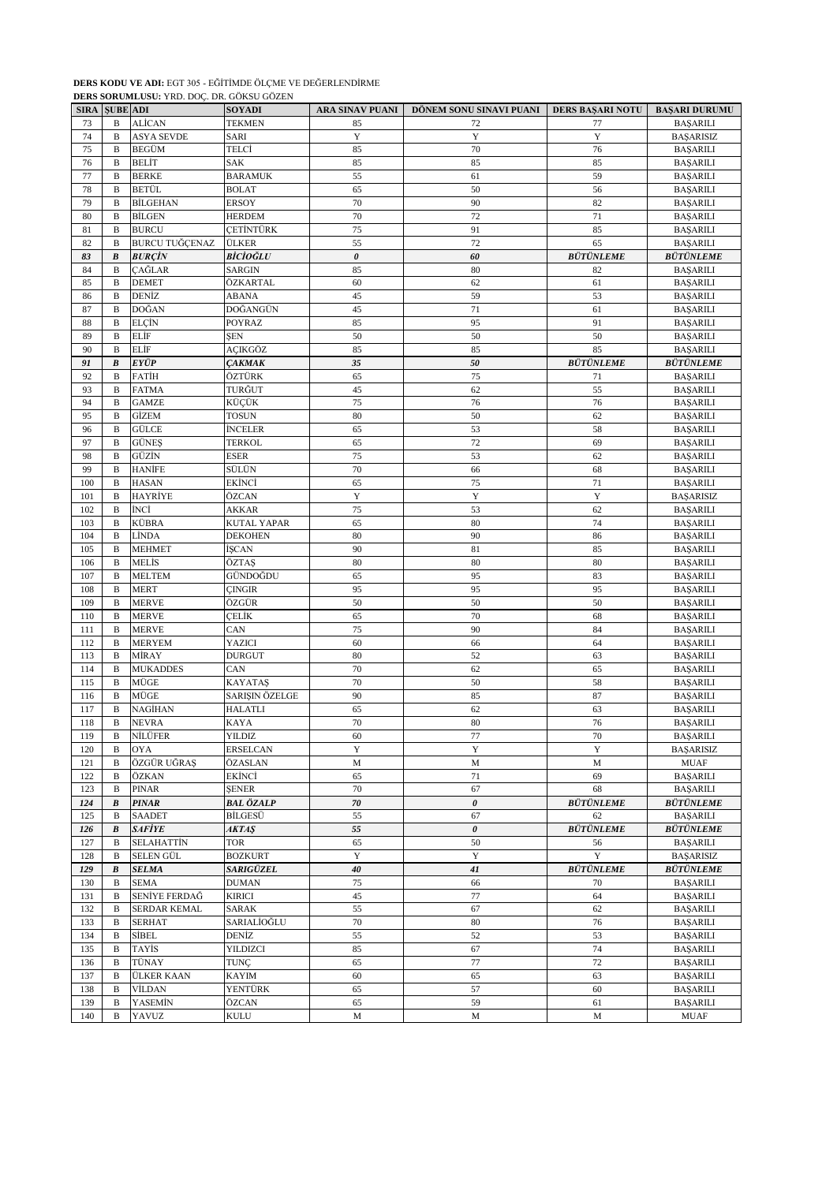**DERS KODU VE ADI:** EGT 305 - EĞİTİMDE ÖLÇME VE DEĞERLENDİRME
**DERS SORUMLUSU:** YRD. DOÇ. DR. GÖKSU GÖZEN

| SIRA | ŞUBE | ADI | SOYADI | ARA SINAV PUANI | DÖNEM SONU SINAVI PUANI | DERS BAŞARI NOTU | BAŞARI DURUMU |
|---|---|---|---|---|---|---|---|
| 73 | B | ALİCAN | TEKMEN | 85 | 72 | 77 | BAŞARILI |
| 74 | B | ASYA SEVDE | SARI | Y | Y | Y | BAŞARISIZ |
| 75 | B | BEGÜM | TELCİ | 85 | 70 | 76 | BAŞARILI |
| 76 | B | BELİT | SAK | 85 | 85 | 85 | BAŞARILI |
| 77 | B | BERKE | BARAMUK | 55 | 61 | 59 | BAŞARILI |
| 78 | B | BETÜL | BOLAT | 65 | 50 | 56 | BAŞARILI |
| 79 | B | BİLGEHAN | ERSOY | 70 | 90 | 82 | BAŞARILI |
| 80 | B | BİLGEN | HERDEM | 70 | 72 | 71 | BAŞARILI |
| 81 | B | BURCU | ÇETİNTÜRK | 75 | 91 | 85 | BAŞARILI |
| 82 | B | BURCU TUĞÇENAZ | ÜLKER | 55 | 72 | 65 | BAŞARILI |
| ***83*** | ***B*** | ***BURÇİN*** | ***BİCİOĞLU*** | ***0*** | ***60*** | ***BÜTÜNLEME*** | ***BÜTÜNLEME*** |
| 84 | B | ÇAĞLAR | SARGIN | 85 | 80 | 82 | BAŞARILI |
| 85 | B | DEMET | ÖZKARTAL | 60 | 62 | 61 | BAŞARILI |
| 86 | B | DENİZ | ABANA | 45 | 59 | 53 | BAŞARILI |
| 87 | B | DOĞAN | DOĞANGÜN | 45 | 71 | 61 | BAŞARILI |
| 88 | B | ELÇİN | POYRAZ | 85 | 95 | 91 | BAŞARILI |
| 89 | B | ELİF | ŞEN | 50 | 50 | 50 | BAŞARILI |
| 90 | B | ELİF | AÇIKGÖZ | 85 | 85 | 85 | BAŞARILI |
| ***91*** | ***B*** | ***EYÜP*** | ***ÇAKMAK*** | ***35*** | ***50*** | ***BÜTÜNLEME*** | ***BÜTÜNLEME*** |
| 92 | B | FATİH | ÖZTÜRK | 65 | 75 | 71 | BAŞARILI |
| 93 | B | FATMA | TURĞUT | 45 | 62 | 55 | BAŞARILI |
| 94 | B | GAMZE | KÜÇÜK | 75 | 76 | 76 | BAŞARILI |
| 95 | B | GİZEM | TOSUN | 80 | 50 | 62 | BAŞARILI |
| 96 | B | GÜLCE | İNCELER | 65 | 53 | 58 | BAŞARILI |
| 97 | B | GÜNEŞ | TERKOL | 65 | 72 | 69 | BAŞARILI |
| 98 | B | GÜZİN | ESER | 75 | 53 | 62 | BAŞARILI |
| 99 | B | HANİFE | SÜLÜN | 70 | 66 | 68 | BAŞARILI |
| 100 | B | HASAN | EKİNCİ | 65 | 75 | 71 | BAŞARILI |
| 101 | B | HAYRİYE | ÖZCAN | Y | Y | Y | BAŞARISIZ |
| 102 | B | İNCİ | AKKAR | 75 | 53 | 62 | BAŞARILI |
| 103 | B | KÜBRA | KUTAL YAPAR | 65 | 80 | 74 | BAŞARILI |
| 104 | B | LİNDA | DEKOHEN | 80 | 90 | 86 | BAŞARILI |
| 105 | B | MEHMET | İŞCAN | 90 | 81 | 85 | BAŞARILI |
| 106 | B | MELİS | ÖZTAŞ | 80 | 80 | 80 | BAŞARILI |
| 107 | B | MELTEM | GÜNDOĞDU | 65 | 95 | 83 | BAŞARILI |
| 108 | B | MERT | ÇINGIR | 95 | 95 | 95 | BAŞARILI |
| 109 | B | MERVE | ÖZGÜR | 50 | 50 | 50 | BAŞARILI |
| 110 | B | MERVE | ÇELİK | 65 | 70 | 68 | BAŞARILI |
| 111 | B | MERVE | CAN | 75 | 90 | 84 | BAŞARILI |
| 112 | B | MERYEM | YAZICI | 60 | 66 | 64 | BAŞARILI |
| 113 | B | MİRAY | DURGUT | 80 | 52 | 63 | BAŞARILI |
| 114 | B | MUKADDES | CAN | 70 | 62 | 65 | BAŞARILI |
| 115 | B | MÜGE | KAYATAŞ | 70 | 50 | 58 | BAŞARILI |
| 116 | B | MÜGE | SARIŞIN ÖZELGE | 90 | 85 | 87 | BAŞARILI |
| 117 | B | NAGİHAN | HALATLI | 65 | 62 | 63 | BAŞARILI |
| 118 | B | NEVRA | KAYA | 70 | 80 | 76 | BAŞARILI |
| 119 | B | NİLÜFER | YILDIZ | 60 | 77 | 70 | BAŞARILI |
| 120 | B | OYA | ERSELCAN | Y | Y | Y | BAŞARISIZ |
| 121 | B | ÖZGÜR UĞRAŞ | ÖZASLAN | M | M | M | MUAF |
| 122 | B | ÖZKAN | EKİNCİ | 65 | 71 | 69 | BAŞARILI |
| 123 | B | PINAR | ŞENER | 70 | 67 | 68 | BAŞARILI |
| ***124*** | ***B*** | ***PINAR*** | ***BAL ÖZALP*** | ***70*** | ***0*** | ***BÜTÜNLEME*** | ***BÜTÜNLEME*** |
| 125 | B | SAADET | BİLGESÜ | 55 | 67 | 62 | BAŞARILI |
| ***126*** | ***B*** | ***SAFİYE*** | ***AKTAŞ*** | ***55*** | ***0*** | ***BÜTÜNLEME*** | ***BÜTÜNLEME*** |
| 127 | B | SELAHATTİN | TOR | 65 | 50 | 56 | BAŞARILI |
| 128 | B | SELEN GÜL | BOZKURT | Y | Y | Y | BAŞARISIZ |
| ***129*** | ***B*** | ***SELMA*** | ***SARIGÜZEL*** | ***40*** | ***41*** | ***BÜTÜNLEME*** | ***BÜTÜNLEME*** |
| 130 | B | SEMA | DUMAN | 75 | 66 | 70 | BAŞARILI |
| 131 | B | SENİYE FERDAĞ | KIRICI | 45 | 77 | 64 | BAŞARILI |
| 132 | B | SERDAR KEMAL | SARAK | 55 | 67 | 62 | BAŞARILI |
| 133 | B | SERHAT | SARIALİOĞLU | 70 | 80 | 76 | BAŞARILI |
| 134 | B | SİBEL | DENİZ | 55 | 52 | 53 | BAŞARILI |
| 135 | B | TAYİS | YILDIZCI | 85 | 67 | 74 | BAŞARILI |
| 136 | B | TÜNAY | TUNÇ | 65 | 77 | 72 | BAŞARILI |
| 137 | B | ÜLKER KAAN | KAYIM | 60 | 65 | 63 | BAŞARILI |
| 138 | B | VİLDAN | YENTÜRK | 65 | 57 | 60 | BAŞARILI |
| 139 | B | YASEMİN | ÖZCAN | 65 | 59 | 61 | BAŞARILI |
| 140 | B | YAVUZ | KULU | M | M | M | MUAF |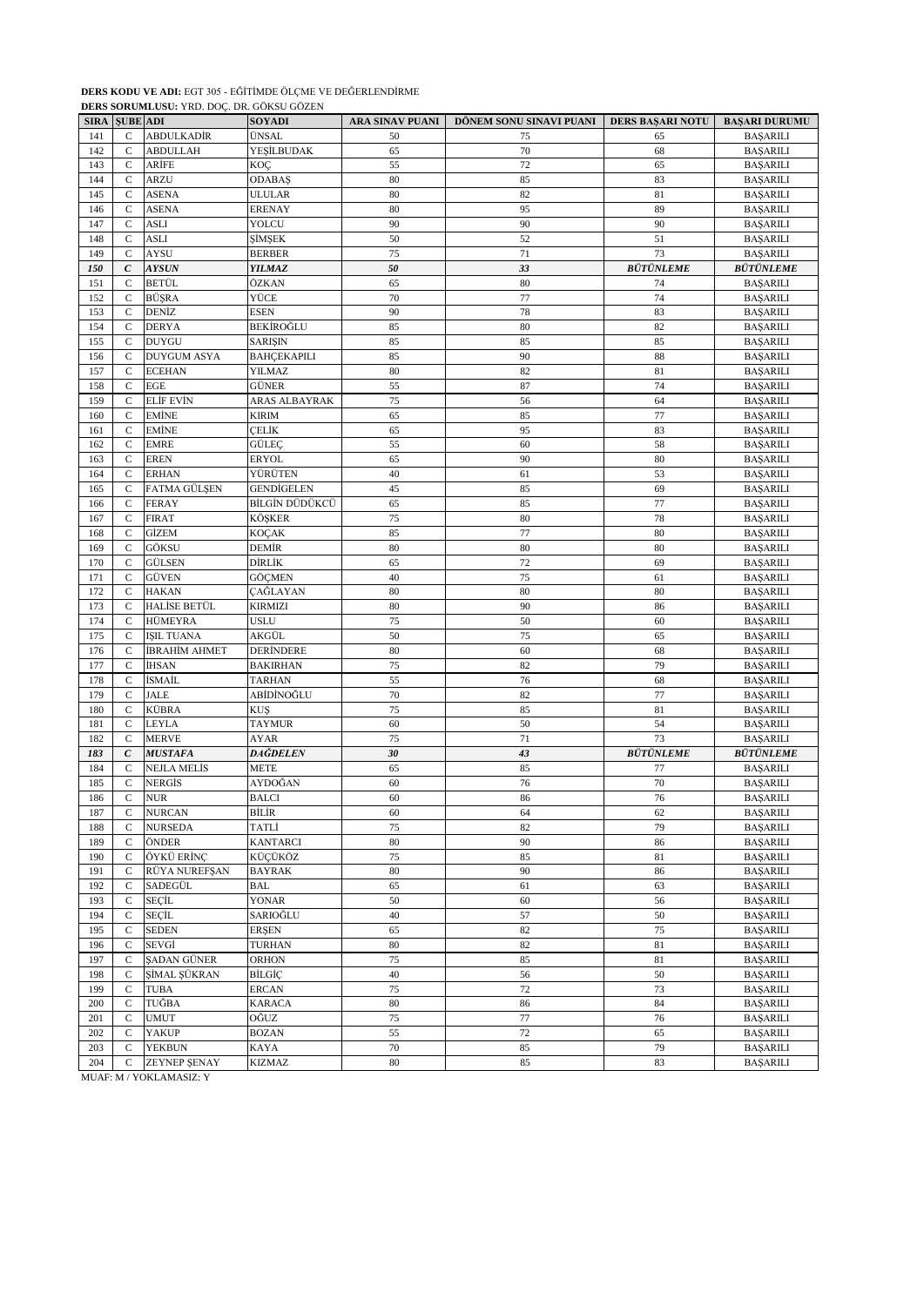**DERS KODU VE ADI:** EGT 305 - EĞİTİMDE ÖLÇME VE DEĞERLENDİRME
**DERS SORUMLUSU:** YRD. DOÇ. DR. GÖKSU GÖZEN

| SIRA | ŞUBE | ADI | SOYADI | ARA SINAV PUANI | DÖNEM SONU SINAVI PUANI | DERS BAŞARI NOTU | BAŞARI DURUMU |
|---|---|---|---|---|---|---|---|
| 141 | C | ABDULKADİR | ÜNSAL | 50 | 75 | 65 | BAŞARILI |
| 142 | C | ABDULLAH | YEŞİLBUDAK | 65 | 70 | 68 | BAŞARILI |
| 143 | C | ARİFE | KOÇ | 55 | 72 | 65 | BAŞARILI |
| 144 | C | ARZU | ODABAŞ | 80 | 85 | 83 | BAŞARILI |
| 145 | C | ASENA | ULULAR | 80 | 82 | 81 | BAŞARILI |
| 146 | C | ASENA | ERENAY | 80 | 95 | 89 | BAŞARILI |
| 147 | C | ASLI | YOLCU | 90 | 90 | 90 | BAŞARILI |
| 148 | C | ASLI | ŞİMŞEK | 50 | 52 | 51 | BAŞARILI |
| 149 | C | AYSU | BERBER | 75 | 71 | 73 | BAŞARILI |
| ***150*** | ***C*** | ***AYSUN*** | ***YILMAZ*** | ***50*** | ***33*** | ***BÜTÜNLEME*** | ***BÜTÜNLEME*** |
| 151 | C | BETÜL | ÖZKAN | 65 | 80 | 74 | BAŞARILI |
| 152 | C | BÜŞRA | YÜCE | 70 | 77 | 74 | BAŞARILI |
| 153 | C | DENİZ | ESEN | 90 | 78 | 83 | BAŞARILI |
| 154 | C | DERYA | BEKİROĞLU | 85 | 80 | 82 | BAŞARILI |
| 155 | C | DUYGU | SARIŞIN | 85 | 85 | 85 | BAŞARILI |
| 156 | C | DUYGUM ASYA | BAHÇEKAPILI | 85 | 90 | 88 | BAŞARILI |
| 157 | C | ECEHAN | YILMAZ | 80 | 82 | 81 | BAŞARILI |
| 158 | C | EGE | GÜNER | 55 | 87 | 74 | BAŞARILI |
| 159 | C | ELİF EVİN | ARAS ALBAYRAK | 75 | 56 | 64 | BAŞARILI |
| 160 | C | EMİNE | KIRIM | 65 | 85 | 77 | BAŞARILI |
| 161 | C | EMİNE | ÇELİK | 65 | 95 | 83 | BAŞARILI |
| 162 | C | EMRE | GÜLEÇ | 55 | 60 | 58 | BAŞARILI |
| 163 | C | EREN | ERYOL | 65 | 90 | 80 | BAŞARILI |
| 164 | C | ERHAN | YÜRÜTEN | 40 | 61 | 53 | BAŞARILI |
| 165 | C | FATMA GÜLŞEN | GENDİGELEN | 45 | 85 | 69 | BAŞARILI |
| 166 | C | FERAY | BİLGİN DÜDÜKCÜ | 65 | 85 | 77 | BAŞARILI |
| 167 | C | FIRAT | KÖŞKER | 75 | 80 | 78 | BAŞARILI |
| 168 | C | GİZEM | KOÇAK | 85 | 77 | 80 | BAŞARILI |
| 169 | C | GÖKSU | DEMİR | 80 | 80 | 80 | BAŞARILI |
| 170 | C | GÜLSEN | DİRLİK | 65 | 72 | 69 | BAŞARILI |
| 171 | C | GÜVEN | GÖÇMEN | 40 | 75 | 61 | BAŞARILI |
| 172 | C | HAKAN | ÇAĞLAYAN | 80 | 80 | 80 | BAŞARILI |
| 173 | C | HALİSE BETÜL | KIRMIZI | 80 | 90 | 86 | BAŞARILI |
| 174 | C | HÜMEYRA | USLU | 75 | 50 | 60 | BAŞARILI |
| 175 | C | IŞIL TUANA | AKGÜL | 50 | 75 | 65 | BAŞARILI |
| 176 | C | İBRAHİM AHMET | DERİNDERE | 80 | 60 | 68 | BAŞARILI |
| 177 | C | İHSAN | BAKIRHAN | 75 | 82 | 79 | BAŞARILI |
| 178 | C | İSMAİL | TARHAN | 55 | 76 | 68 | BAŞARILI |
| 179 | C | JALE | ABİDİNOĞLU | 70 | 82 | 77 | BAŞARILI |
| 180 | C | KÜBRA | KUŞ | 75 | 85 | 81 | BAŞARILI |
| 181 | C | LEYLA | TAYMUR | 60 | 50 | 54 | BAŞARILI |
| 182 | C | MERVE | AYAR | 75 | 71 | 73 | BAŞARILI |
| ***183*** | ***C*** | ***MUSTAFA*** | ***DAĞDELEN*** | ***30*** | ***43*** | ***BÜTÜNLEME*** | ***BÜTÜNLEME*** |
| 184 | C | NEJLA MELİS | METE | 65 | 85 | 77 | BAŞARILI |
| 185 | C | NERGİS | AYDOĞAN | 60 | 76 | 70 | BAŞARILI |
| 186 | C | NUR | BALCI | 60 | 86 | 76 | BAŞARILI |
| 187 | C | NURCAN | BİLİR | 60 | 64 | 62 | BAŞARILI |
| 188 | C | NURSEDA | TATLİ | 75 | 82 | 79 | BAŞARILI |
| 189 | C | ÖNDER | KANTARCI | 80 | 90 | 86 | BAŞARILI |
| 190 | C | ÖYKÜ ERİNÇ | KÜÇÜKÖZ | 75 | 85 | 81 | BAŞARILI |
| 191 | C | RÜYA NUREFŞAN | BAYRAK | 80 | 90 | 86 | BAŞARILI |
| 192 | C | SADEGÜL | BAL | 65 | 61 | 63 | BAŞARILI |
| 193 | C | SEÇİL | YONAR | 50 | 60 | 56 | BAŞARILI |
| 194 | C | SEÇİL | SARIOĞLU | 40 | 57 | 50 | BAŞARILI |
| 195 | C | SEDEN | ERŞEN | 65 | 82 | 75 | BAŞARILI |
| 196 | C | SEVGİ | TURHAN | 80 | 82 | 81 | BAŞARILI |
| 197 | C | ŞADAN GÜNER | ORHON | 75 | 85 | 81 | BAŞARILI |
| 198 | C | ŞİMAL ŞÜKRAN | BİLGİÇ | 40 | 56 | 50 | BAŞARILI |
| 199 | C | TUBA | ERCAN | 75 | 72 | 73 | BAŞARILI |
| 200 | C | TUĞBA | KARACA | 80 | 86 | 84 | BAŞARILI |
| 201 | C | UMUT | OĞUZ | 75 | 77 | 76 | BAŞARILI |
| 202 | C | YAKUP | BOZAN | 55 | 72 | 65 | BAŞARILI |
| 203 | C | YEKBUN | KAYA | 70 | 85 | 79 | BAŞARILI |
| 204 | C | ZEYNEP ŞENAY | KIZMAZ | 80 | 85 | 83 | BAŞARILI |

MUAF: M / YOKLAMASIZ: Y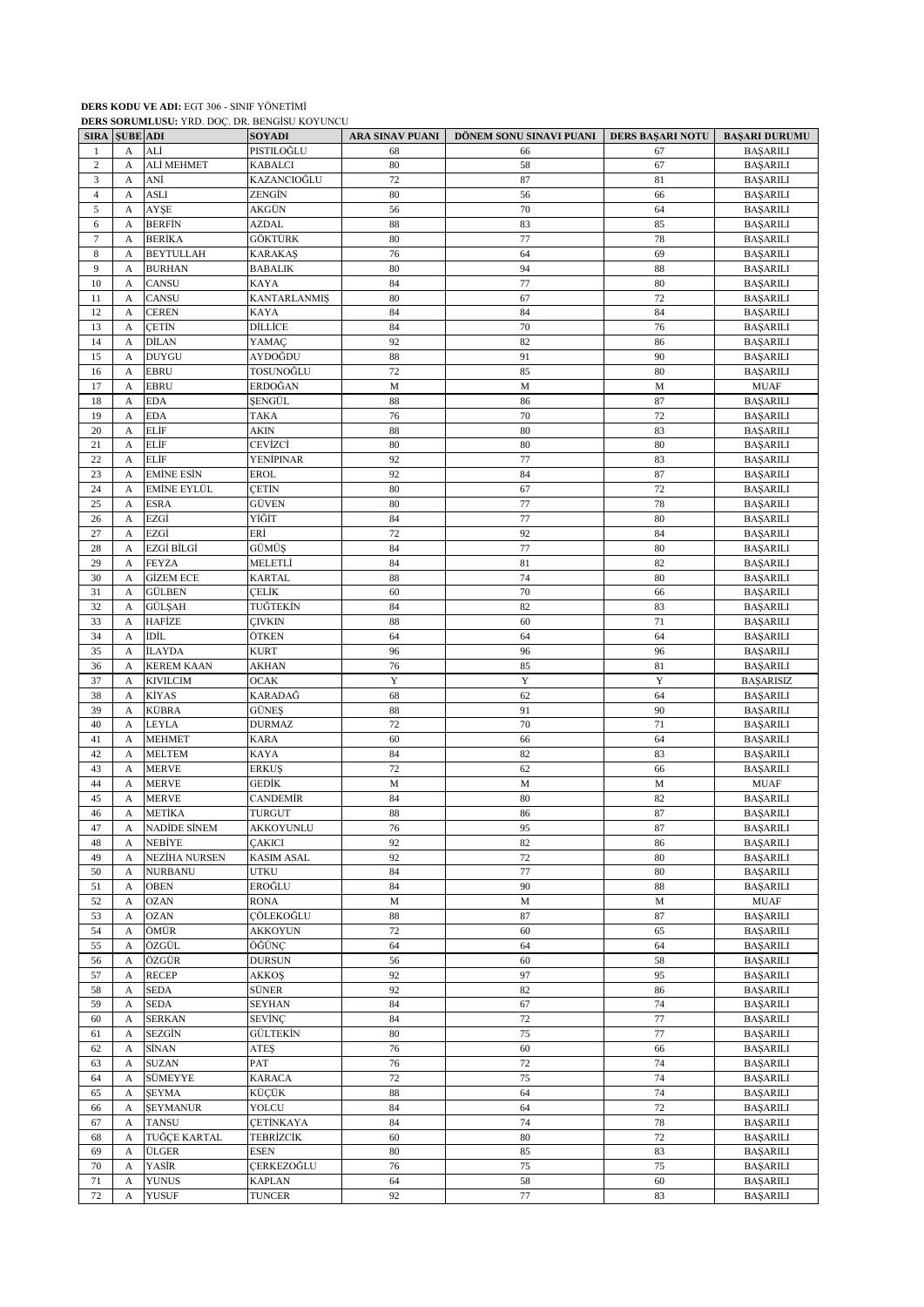**DERS KODU VE ADI:** EGT 306 - SINIF YÖNETİMİ
**DERS SORUMLUSU:** YRD. DOÇ. DR. BENGİSU KOYUNCU

| SIRA | ŞUBE | ADI | SOYADI | ARA SINAV PUANI | DÖNEM SONU SINAVI PUANI | DERS BAŞARI NOTU | BAŞARI DURUMU |
|---|---|---|---|---|---|---|---|
| 1 | A | ALİ | PISTILOĞLU | 68 | 66 | 67 | BAŞARILI |
| 2 | A | ALİ MEHMET | KABALCI | 80 | 58 | 67 | BAŞARILI |
| 3 | A | ANİ | KAZANCIOĞLU | 72 | 87 | 81 | BAŞARILI |
| 4 | A | ASLI | ZENGİN | 80 | 56 | 66 | BAŞARILI |
| 5 | A | AYŞE | AKGÜN | 56 | 70 | 64 | BAŞARILI |
| 6 | A | BERFİN | AZDAL | 88 | 83 | 85 | BAŞARILI |
| 7 | A | BERİKA | GÖKTÜRK | 80 | 77 | 78 | BAŞARILI |
| 8 | A | BEYTULLAH | KARAKAŞ | 76 | 64 | 69 | BAŞARILI |
| 9 | A | BURHAN | BABALIK | 80 | 94 | 88 | BAŞARILI |
| 10 | A | CANSU | KAYA | 84 | 77 | 80 | BAŞARILI |
| 11 | A | CANSU | KANTARLANMIŞ | 80 | 67 | 72 | BAŞARILI |
| 12 | A | CEREN | KAYA | 84 | 84 | 84 | BAŞARILI |
| 13 | A | ÇETİN | DİLLİCE | 84 | 70 | 76 | BAŞARILI |
| 14 | A | DİLAN | YAMAÇ | 92 | 82 | 86 | BAŞARILI |
| 15 | A | DUYGU | AYDOĞDU | 88 | 91 | 90 | BAŞARILI |
| 16 | A | EBRU | TOSUNOĞLU | 72 | 85 | 80 | BAŞARILI |
| 17 | A | EBRU | ERDOĞAN | M | M | M | MUAF |
| 18 | A | EDA | ŞENGÜL | 88 | 86 | 87 | BAŞARILI |
| 19 | A | EDA | TAKA | 76 | 70 | 72 | BAŞARILI |
| 20 | A | ELİF | AKIN | 88 | 80 | 83 | BAŞARILI |
| 21 | A | ELİF | CEVİZCİ | 80 | 80 | 80 | BAŞARILI |
| 22 | A | ELİF | YENİPINAR | 92 | 77 | 83 | BAŞARILI |
| 23 | A | EMİNE ESİN | EROL | 92 | 84 | 87 | BAŞARILI |
| 24 | A | EMİNE EYLÜL | ÇETİN | 80 | 67 | 72 | BAŞARILI |
| 25 | A | ESRA | GÜVEN | 80 | 77 | 78 | BAŞARILI |
| 26 | A | EZGİ | YİĞİT | 84 | 77 | 80 | BAŞARILI |
| 27 | A | EZGİ | ERİ | 72 | 92 | 84 | BAŞARILI |
| 28 | A | EZGİ BİLGİ | GÜMÜŞ | 84 | 77 | 80 | BAŞARILI |
| 29 | A | FEYZA | MELETLİ | 84 | 81 | 82 | BAŞARILI |
| 30 | A | GİZEM ECE | KARTAL | 88 | 74 | 80 | BAŞARILI |
| 31 | A | GÜLBEN | ÇELİK | 60 | 70 | 66 | BAŞARILI |
| 32 | A | GÜLŞAH | TUĞTEKİN | 84 | 82 | 83 | BAŞARILI |
| 33 | A | HAFİZE | ÇIVKIN | 88 | 60 | 71 | BAŞARILI |
| 34 | A | İDİL | ÖTKEN | 64 | 64 | 64 | BAŞARILI |
| 35 | A | İLAYDA | KURT | 96 | 96 | 96 | BAŞARILI |
| 36 | A | KEREM KAAN | AKHAN | 76 | 85 | 81 | BAŞARILI |
| 37 | A | KIVILCIM | OCAK | Y | Y | Y | BAŞARISIZ |
| 38 | A | KİYAS | KARADAĞ | 68 | 62 | 64 | BAŞARILI |
| 39 | A | KÜBRA | GÜNEŞ | 88 | 91 | 90 | BAŞARILI |
| 40 | A | LEYLA | DURMAZ | 72 | 70 | 71 | BAŞARILI |
| 41 | A | MEHMET | KARA | 60 | 66 | 64 | BAŞARILI |
| 42 | A | MELTEM | KAYA | 84 | 82 | 83 | BAŞARILI |
| 43 | A | MERVE | ERKUŞ | 72 | 62 | 66 | BAŞARILI |
| 44 | A | MERVE | GEDİK | M | M | M | MUAF |
| 45 | A | MERVE | CANDEMİR | 84 | 80 | 82 | BAŞARILI |
| 46 | A | METİKA | TURGUT | 88 | 86 | 87 | BAŞARILI |
| 47 | A | NADİDE SİNEM | AKKOYUNLU | 76 | 95 | 87 | BAŞARILI |
| 48 | A | NEBİYE | ÇAKICI | 92 | 82 | 86 | BAŞARILI |
| 49 | A | NEZİHA NURSEN | KASIM ASAL | 92 | 72 | 80 | BAŞARILI |
| 50 | A | NURBANU | UTKU | 84 | 77 | 80 | BAŞARILI |
| 51 | A | OBEN | EROĞLU | 84 | 90 | 88 | BAŞARILI |
| 52 | A | OZAN | RONA | M | M | M | MUAF |
| 53 | A | OZAN | ÇÖLEKOĞLU | 88 | 87 | 87 | BAŞARILI |
| 54 | A | ÖMÜR | AKKOYUN | 72 | 60 | 65 | BAŞARILI |
| 55 | A | ÖZGÜL | ÖĞÜNÇ | 64 | 64 | 64 | BAŞARILI |
| 56 | A | ÖZGÜR | DURSUN | 56 | 60 | 58 | BAŞARILI |
| 57 | A | RECEP | AKKOŞ | 92 | 97 | 95 | BAŞARILI |
| 58 | A | SEDA | SÜNER | 92 | 82 | 86 | BAŞARILI |
| 59 | A | SEDA | SEYHAN | 84 | 67 | 74 | BAŞARILI |
| 60 | A | SERKAN | SEVİNÇ | 84 | 72 | 77 | BAŞARILI |
| 61 | A | SEZGİN | GÜLTEKİN | 80 | 75 | 77 | BAŞARILI |
| 62 | A | SİNAN | ATEŞ | 76 | 60 | 66 | BAŞARILI |
| 63 | A | SUZAN | PAT | 76 | 72 | 74 | BAŞARILI |
| 64 | A | SÜMEYYE | KARACA | 72 | 75 | 74 | BAŞARILI |
| 65 | A | ŞEYMA | KÜÇÜK | 88 | 64 | 74 | BAŞARILI |
| 66 | A | ŞEYMANUR | YOLCU | 84 | 64 | 72 | BAŞARILI |
| 67 | A | TANSU | ÇETİNKAYA | 84 | 74 | 78 | BAŞARILI |
| 68 | A | TUĞÇE KARTAL | TEBRİZCİK | 60 | 80 | 72 | BAŞARILI |
| 69 | A | ÜLGER | ESEN | 80 | 85 | 83 | BAŞARILI |
| 70 | A | YASİR | ÇERKEZOĞLU | 76 | 75 | 75 | BAŞARILI |
| 71 | A | YUNUS | KAPLAN | 64 | 58 | 60 | BAŞARILI |
| 72 | A | YUSUF | TUNCER | 92 | 77 | 83 | BAŞARILI |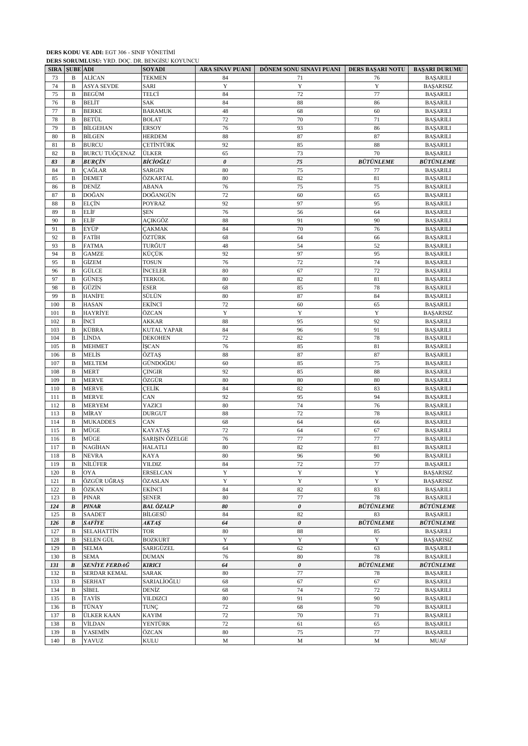**DERS KODU VE ADI:** EGT 306 - SINIF YÖNETİMİ
**DERS SORUMLUSU:** YRD. DOÇ. DR. BENGİSU KOYUNCU

| SIRA | ŞUBE | ADI | SOYADI | ARA SINAV PUANI | DÖNEM SONU SINAVI PUANI | DERS BAŞARI NOTU | BAŞARI DURUMU |
|---|---|---|---|---|---|---|---|
| 73 | B | ALİCAN | TEKMEN | 84 | 71 | 76 | BAŞARILI |
| 74 | B | ASYA SEVDE | SARI | Y | Y | Y | BAŞARISIZ |
| 75 | B | BEGÜM | TELCİ | 84 | 72 | 77 | BAŞARILI |
| 76 | B | BELİT | SAK | 84 | 88 | 86 | BAŞARILI |
| 77 | B | BERKE | BARAMUK | 48 | 68 | 60 | BAŞARILI |
| 78 | B | BETÜL | BOLAT | 72 | 70 | 71 | BAŞARILI |
| 79 | B | BİLGEHAN | ERSOY | 76 | 93 | 86 | BAŞARILI |
| 80 | B | BİLGEN | HERDEM | 88 | 87 | 87 | BAŞARILI |
| 81 | B | BURCU | ÇETİNTÜRK | 92 | 85 | 88 | BAŞARILI |
| 82 | B | BURCU TUĞÇENAZ | ÜLKER | 65 | 73 | 70 | BAŞARILI |
| ***83*** | ***B*** | ***BURÇİN*** | ***BİCİOĞLU*** | ***0*** | ***75*** | ***BÜTÜNLEME*** | ***BÜTÜNLEME*** |
| 84 | B | ÇAĞLAR | SARGIN | 80 | 75 | 77 | BAŞARILI |
| 85 | B | DEMET | ÖZKARTAL | 80 | 82 | 81 | BAŞARILI |
| 86 | B | DENİZ | ABANA | 76 | 75 | 75 | BAŞARILI |
| 87 | B | DOĞAN | DOĞANGÜN | 72 | 60 | 65 | BAŞARILI |
| 88 | B | ELÇİN | POYRAZ | 92 | 97 | 95 | BAŞARILI |
| 89 | B | ELİF | ŞEN | 76 | 56 | 64 | BAŞARILI |
| 90 | B | ELİF | AÇIKGÖZ | 88 | 91 | 90 | BAŞARILI |
| 91 | B | EYÜP | ÇAKMAK | 84 | 70 | 76 | BAŞARILI |
| 92 | B | FATİH | ÖZTÜRK | 68 | 64 | 66 | BAŞARILI |
| 93 | B | FATMA | TURĞUT | 48 | 54 | 52 | BAŞARILI |
| 94 | B | GAMZE | KÜÇÜK | 92 | 97 | 95 | BAŞARILI |
| 95 | B | GİZEM | TOSUN | 76 | 72 | 74 | BAŞARILI |
| 96 | B | GÜLCE | İNCELER | 80 | 67 | 72 | BAŞARILI |
| 97 | B | GÜNEŞ | TERKOL | 80 | 82 | 81 | BAŞARILI |
| 98 | B | GÜZİN | ESER | 68 | 85 | 78 | BAŞARILI |
| 99 | B | HANİFE | SÜLÜN | 80 | 87 | 84 | BAŞARILI |
| 100 | B | HASAN | EKİNCİ | 72 | 60 | 65 | BAŞARILI |
| 101 | B | HAYRİYE | ÖZCAN | Y | Y | Y | BAŞARISIZ |
| 102 | B | İNCİ | AKKAR | 88 | 95 | 92 | BAŞARILI |
| 103 | B | KÜBRA | KUTAL YAPAR | 84 | 96 | 91 | BAŞARILI |
| 104 | B | LİNDA | DEKOHEN | 72 | 82 | 78 | BAŞARILI |
| 105 | B | MEHMET | İŞCAN | 76 | 85 | 81 | BAŞARILI |
| 106 | B | MELİS | ÖZTAŞ | 88 | 87 | 87 | BAŞARILI |
| 107 | B | MELTEM | GÜNDOĞDU | 60 | 85 | 75 | BAŞARILI |
| 108 | B | MERT | ÇINGIR | 92 | 85 | 88 | BAŞARILI |
| 109 | B | MERVE | ÖZGÜR | 80 | 80 | 80 | BAŞARILI |
| 110 | B | MERVE | ÇELİK | 84 | 82 | 83 | BAŞARILI |
| 111 | B | MERVE | CAN | 92 | 95 | 94 | BAŞARILI |
| 112 | B | MERYEM | YAZICI | 80 | 74 | 76 | BAŞARILI |
| 113 | B | MİRAY | DURGUT | 88 | 72 | 78 | BAŞARILI |
| 114 | B | MUKADDES | CAN | 68 | 64 | 66 | BAŞARILI |
| 115 | B | MÜGE | KAYATAŞ | 72 | 64 | 67 | BAŞARILI |
| 116 | B | MÜGE | SARIŞIN ÖZELGE | 76 | 77 | 77 | BAŞARILI |
| 117 | B | NAGİHAN | HALATLI | 80 | 82 | 81 | BAŞARILI |
| 118 | B | NEVRA | KAYA | 80 | 96 | 90 | BAŞARILI |
| 119 | B | NİLÜFER | YILDIZ | 84 | 72 | 77 | BAŞARILI |
| 120 | B | OYA | ERSELCAN | Y | Y | Y | BAŞARISIZ |
| 121 | B | ÖZGÜR UĞRAŞ | ÖZASLAN | Y | Y | Y | BAŞARISIZ |
| 122 | B | ÖZKAN | EKİNCİ | 84 | 82 | 83 | BAŞARILI |
| 123 | B | PINAR | ŞENER | 80 | 77 | 78 | BAŞARILI |
| ***124*** | ***B*** | ***PINAR*** | ***BAL ÖZALP*** | ***80*** | ***0*** | ***BÜTÜNLEME*** | ***BÜTÜNLEME*** |
| 125 | B | SAADET | BİLGESÜ | 84 | 82 | 83 | BAŞARILI |
| ***126*** | ***B*** | ***SAFİYE*** | ***AKTAŞ*** | ***64*** | ***0*** | ***BÜTÜNLEME*** | ***BÜTÜNLEME*** |
| 127 | B | SELAHATTİN | TOR | 80 | 88 | 85 | BAŞARILI |
| 128 | B | SELEN GÜL | BOZKURT | Y | Y | Y | BAŞARISIZ |
| 129 | B | SELMA | SARIGÜZEL | 64 | 62 | 63 | BAŞARILI |
| 130 | B | SEMA | DUMAN | 76 | 80 | 78 | BAŞARILI |
| ***131*** | ***B*** | ***SENİYE FERDAĞ*** | ***KIRICI*** | ***64*** | ***0*** | ***BÜTÜNLEME*** | ***BÜTÜNLEME*** |
| 132 | B | SERDAR KEMAL | SARAK | 80 | 77 | 78 | BAŞARILI |
| 133 | B | SERHAT | SARIALİOĞLU | 68 | 67 | 67 | BAŞARILI |
| 134 | B | SİBEL | DENİZ | 68 | 74 | 72 | BAŞARILI |
| 135 | B | TAYİS | YILDIZCI | 80 | 91 | 90 | BAŞARILI |
| 136 | B | TÜNAY | TUNÇ | 72 | 68 | 70 | BAŞARILI |
| 137 | B | ÜLKER KAAN | KAYIM | 72 | 70 | 71 | BAŞARILI |
| 138 | B | VİLDAN | YENTÜRK | 72 | 61 | 65 | BAŞARILI |
| 139 | B | YASEMİN | ÖZCAN | 80 | 75 | 77 | BAŞARILI |
| 140 | B | YAVUZ | KULU | M | M | M | MUAF |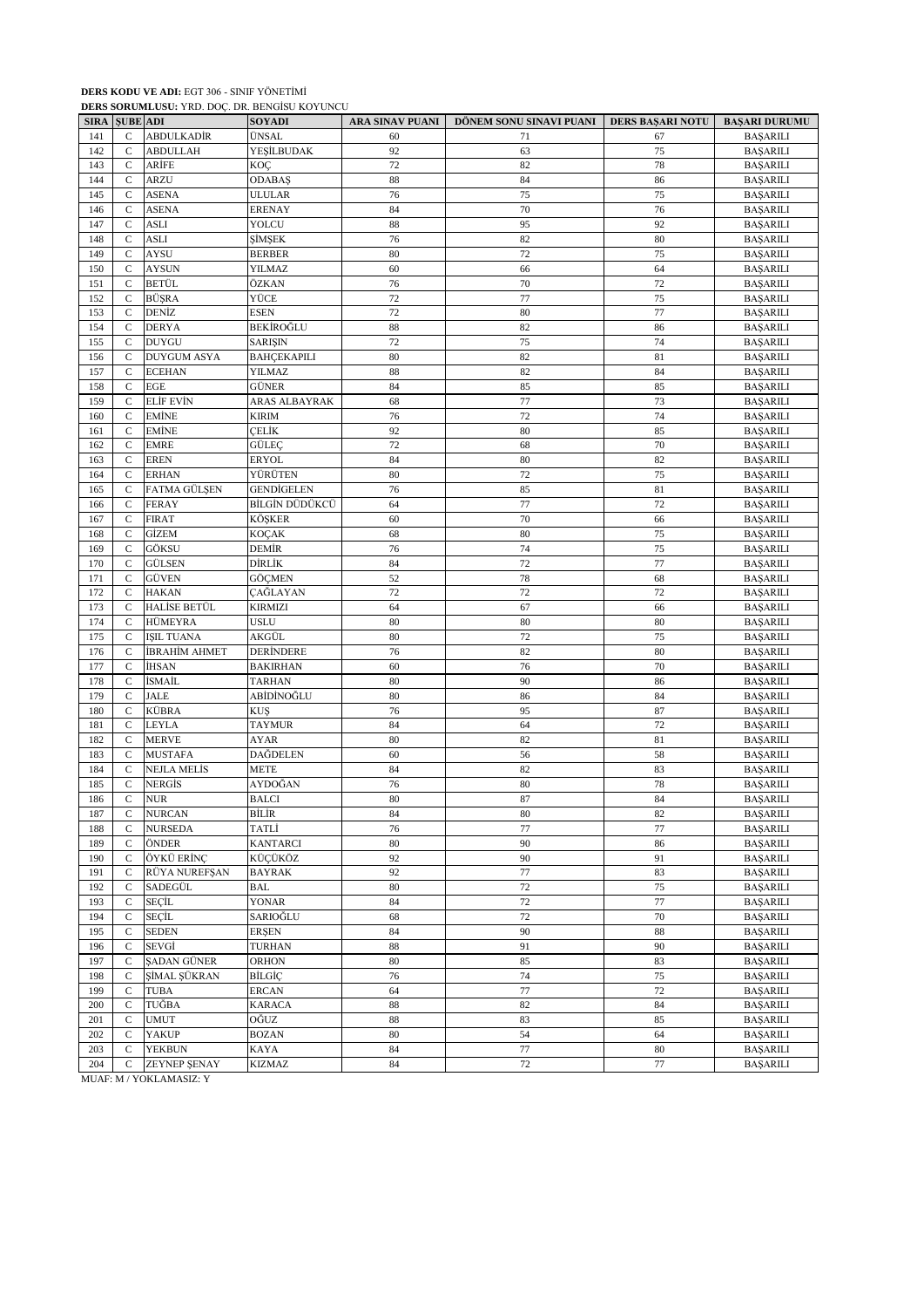**DERS KODU VE ADI:** EGT 306 - SINIF YÖNETİMİ

**DERS SORUMLUSU:** YRD. DOÇ. DR. BENGİSU KOYUNCU

| SIRA | ŞUBE | ADI | SOYADI | ARA SINAV PUANI | DÖNEM SONU SINAVI PUANI | DERS BAŞARI NOTU | BAŞARI DURUMU |
|---|---|---|---|---|---|---|---|
| 141 | C | ABDULKADİR | ÜNSAL | 60 | 71 | 67 | BAŞARILI |
| 142 | C | ABDULLAH | YEŞİLBUDAK | 92 | 63 | 75 | BAŞARILI |
| 143 | C | ARİFE | KOÇ | 72 | 82 | 78 | BAŞARILI |
| 144 | C | ARZU | ODABAŞ | 88 | 84 | 86 | BAŞARILI |
| 145 | C | ASENA | ULULAR | 76 | 75 | 75 | BAŞARILI |
| 146 | C | ASENA | ERENAY | 84 | 70 | 76 | BAŞARILI |
| 147 | C | ASLI | YOLCU | 88 | 95 | 92 | BAŞARILI |
| 148 | C | ASLI | ŞİMŞEK | 76 | 82 | 80 | BAŞARILI |
| 149 | C | AYSU | BERBER | 80 | 72 | 75 | BAŞARILI |
| 150 | C | AYSUN | YILMAZ | 60 | 66 | 64 | BAŞARILI |
| 151 | C | BETÜL | ÖZKAN | 76 | 70 | 72 | BAŞARILI |
| 152 | C | BÜŞRA | YÜCE | 72 | 77 | 75 | BAŞARILI |
| 153 | C | DENİZ | ESEN | 72 | 80 | 77 | BAŞARILI |
| 154 | C | DERYA | BEKİROĞLU | 88 | 82 | 86 | BAŞARILI |
| 155 | C | DUYGU | SARIŞIN | 72 | 75 | 74 | BAŞARILI |
| 156 | C | DUYGUM ASYA | BAHÇEKAPILI | 80 | 82 | 81 | BAŞARILI |
| 157 | C | ECEHAN | YILMAZ | 88 | 82 | 84 | BAŞARILI |
| 158 | C | EGE | GÜNER | 84 | 85 | 85 | BAŞARILI |
| 159 | C | ELİF EVİN | ARAS ALBAYRAK | 68 | 77 | 73 | BAŞARILI |
| 160 | C | EMİNE | KIRIM | 76 | 72 | 74 | BAŞARILI |
| 161 | C | EMİNE | ÇELİK | 92 | 80 | 85 | BAŞARILI |
| 162 | C | EMRE | GÜLEÇ | 72 | 68 | 70 | BAŞARILI |
| 163 | C | EREN | ERYOL | 84 | 80 | 82 | BAŞARILI |
| 164 | C | ERHAN | YÜRÜTEN | 80 | 72 | 75 | BAŞARILI |
| 165 | C | FATMA GÜLŞEN | GENDİGELEN | 76 | 85 | 81 | BAŞARILI |
| 166 | C | FERAY | BİLGİN DÜDÜKCÜ | 64 | 77 | 72 | BAŞARILI |
| 167 | C | FIRAT | KÖŞKER | 60 | 70 | 66 | BAŞARILI |
| 168 | C | GİZEM | KOÇAK | 68 | 80 | 75 | BAŞARILI |
| 169 | C | GÖKSU | DEMİR | 76 | 74 | 75 | BAŞARILI |
| 170 | C | GÜLSEN | DİRLİK | 84 | 72 | 77 | BAŞARILI |
| 171 | C | GÜVEN | GÖÇMEN | 52 | 78 | 68 | BAŞARILI |
| 172 | C | HAKAN | ÇAĞLAYAN | 72 | 72 | 72 | BAŞARILI |
| 173 | C | HALİSE BETÜL | KIRMIZI | 64 | 67 | 66 | BAŞARILI |
| 174 | C | HÜMEYRA | USLU | 80 | 80 | 80 | BAŞARILI |
| 175 | C | IŞIL TUANA | AKGÜL | 80 | 72 | 75 | BAŞARILI |
| 176 | C | İBRAHİM AHMET | DERİNDERE | 76 | 82 | 80 | BAŞARILI |
| 177 | C | İHSAN | BAKIRHAN | 60 | 76 | 70 | BAŞARILI |
| 178 | C | İSMAİL | TARHAN | 80 | 90 | 86 | BAŞARILI |
| 179 | C | JALE | ABİDİNOĞLU | 80 | 86 | 84 | BAŞARILI |
| 180 | C | KÜBRA | KUŞ | 76 | 95 | 87 | BAŞARILI |
| 181 | C | LEYLA | TAYMUR | 84 | 64 | 72 | BAŞARILI |
| 182 | C | MERVE | AYAR | 80 | 82 | 81 | BAŞARILI |
| 183 | C | MUSTAFA | DAĞDELEN | 60 | 56 | 58 | BAŞARILI |
| 184 | C | NEJLA MELİS | METE | 84 | 82 | 83 | BAŞARILI |
| 185 | C | NERGİS | AYDOĞAN | 76 | 80 | 78 | BAŞARILI |
| 186 | C | NUR | BALCI | 80 | 87 | 84 | BAŞARILI |
| 187 | C | NURCAN | BİLİR | 84 | 80 | 82 | BAŞARILI |
| 188 | C | NURSEDA | TATLİ | 76 | 77 | 77 | BAŞARILI |
| 189 | C | ÖNDER | KANTARCI | 80 | 90 | 86 | BAŞARILI |
| 190 | C | ÖYKÜ ERİNÇ | KÜÇÜKÖZ | 92 | 90 | 91 | BAŞARILI |
| 191 | C | RÜYA NUREFŞAN | BAYRAK | 92 | 77 | 83 | BAŞARILI |
| 192 | C | SADEGÜL | BAL | 80 | 72 | 75 | BAŞARILI |
| 193 | C | SEÇİL | YONAR | 84 | 72 | 77 | BAŞARILI |
| 194 | C | SEÇİL | SARIOĞLU | 68 | 72 | 70 | BAŞARILI |
| 195 | C | SEDEN | ERŞEN | 84 | 90 | 88 | BAŞARILI |
| 196 | C | SEVGİ | TURHAN | 88 | 91 | 90 | BAŞARILI |
| 197 | C | ŞADAN GÜNER | ORHON | 80 | 85 | 83 | BAŞARILI |
| 198 | C | ŞİMAL ŞÜKRAN | BİLGİÇ | 76 | 74 | 75 | BAŞARILI |
| 199 | C | TUBA | ERCAN | 64 | 77 | 72 | BAŞARILI |
| 200 | C | TUĞBA | KARACA | 88 | 82 | 84 | BAŞARILI |
| 201 | C | UMUT | OĞUZ | 88 | 83 | 85 | BAŞARILI |
| 202 | C | YAKUP | BOZAN | 80 | 54 | 64 | BAŞARILI |
| 203 | C | YEKBUN | KAYA | 84 | 77 | 80 | BAŞARILI |
| 204 | C | ZEYNEP ŞENAY | KIZMAZ | 84 | 72 | 77 | BAŞARILI |

MUAF: M / YOKLAMASIZ: Y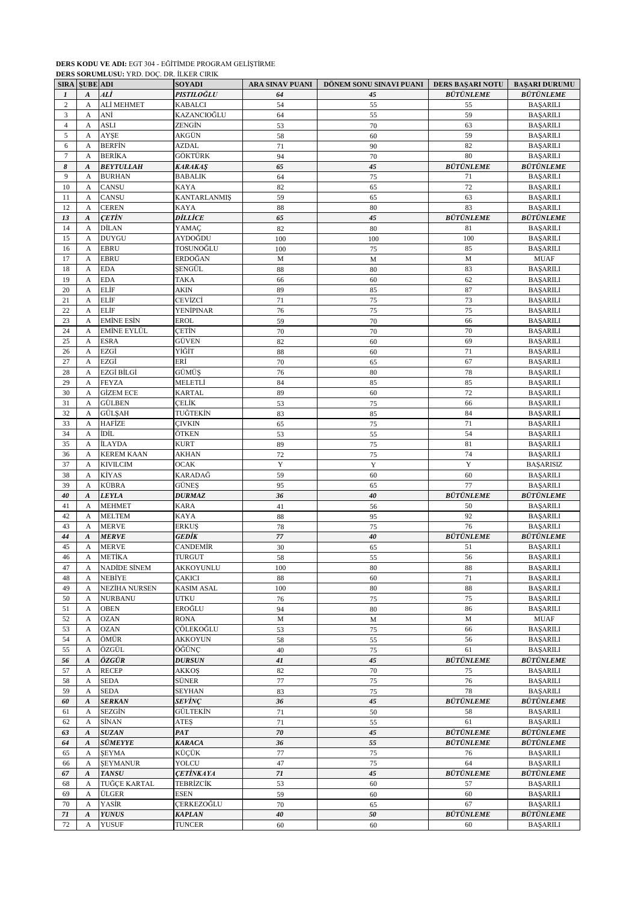**DERS KODU VE ADI:** EGT 304 - EĞİTİMDE PROGRAM GELİŞTİRME
**DERS SORUMLUSU:** YRD. DOÇ. DR. İLKER CIRIK

| SIRA | ŞUBE | ADI | SOYADI | ARA SINAV PUANI | DÖNEM SONU SINAVI PUANI | DERS BAŞARI NOTU | BAŞARI DURUMU |
|---|---|---|---|---|---|---|---|
| *1* | *A* | *ALİ* | *PISTILOĞLU* | *64* | *45* | *BÜTÜNLEME* | *BÜTÜNLEME* |
| 2 | A | ALİ MEHMET | KABALCI | 54 | 55 | 55 | BAŞARILI |
| 3 | A | ANİ | KAZANCIOĞLU | 64 | 55 | 59 | BAŞARILI |
| 4 | A | ASLI | ZENGİN | 53 | 70 | 63 | BAŞARILI |
| 5 | A | AYŞE | AKGÜN | 58 | 60 | 59 | BAŞARILI |
| 6 | A | BERFİN | AZDAL | 71 | 90 | 82 | BAŞARILI |
| 7 | A | BERİKA | GÖKTÜRK | 94 | 70 | 80 | BAŞARILI |
| *8* | *A* | *BEYTULLAH* | *KARAKAŞ* | *65* | *45* | *BÜTÜNLEME* | *BÜTÜNLEME* |
| 9 | A | BURHAN | BABALIK | 64 | 75 | 71 | BAŞARILI |
| 10 | A | CANSU | KAYA | 82 | 65 | 72 | BAŞARILI |
| 11 | A | CANSU | KANTARLANMIŞ | 59 | 65 | 63 | BAŞARILI |
| 12 | A | CEREN | KAYA | 88 | 80 | 83 | BAŞARILI |
| *13* | *A* | *ÇETİN* | *DİLLİCE* | *65* | *45* | *BÜTÜNLEME* | *BÜTÜNLEME* |
| 14 | A | DİLAN | YAMAÇ | 82 | 80 | 81 | BAŞARILI |
| 15 | A | DUYGU | AYDOĞDU | 100 | 100 | 100 | BAŞARILI |
| 16 | A | EBRU | TOSUNOĞLU | 100 | 75 | 85 | BAŞARILI |
| 17 | A | EBRU | ERDOĞAN | M | M | M | MUAF |
| 18 | A | EDA | ŞENGÜL | 88 | 80 | 83 | BAŞARILI |
| 19 | A | EDA | TAKA | 66 | 60 | 62 | BAŞARILI |
| 20 | A | ELİF | AKIN | 89 | 85 | 87 | BAŞARILI |
| 21 | A | ELİF | CEVİZCİ | 71 | 75 | 73 | BAŞARILI |
| 22 | A | ELİF | YENİPINAR | 76 | 75 | 75 | BAŞARILI |
| 23 | A | EMİNE ESİN | EROL | 59 | 70 | 66 | BAŞARILI |
| 24 | A | EMİNE EYLÜL | ÇETİN | 70 | 70 | 70 | BAŞARILI |
| 25 | A | ESRA | GÜVEN | 82 | 60 | 69 | BAŞARILI |
| 26 | A | EZGİ | YİĞİT | 88 | 60 | 71 | BAŞARILI |
| 27 | A | EZGİ | ERİ | 70 | 65 | 67 | BAŞARILI |
| 28 | A | EZGİ BİLGİ | GÜMÜŞ | 76 | 80 | 78 | BAŞARILI |
| 29 | A | FEYZA | MELETLİ | 84 | 85 | 85 | BAŞARILI |
| 30 | A | GİZEM ECE | KARTAL | 89 | 60 | 72 | BAŞARILI |
| 31 | A | GÜLBEN | ÇELİK | 53 | 75 | 66 | BAŞARILI |
| 32 | A | GÜLŞAH | TUĞTEKİN | 83 | 85 | 84 | BAŞARILI |
| 33 | A | HAFİZE | ÇIVKIN | 65 | 75 | 71 | BAŞARILI |
| 34 | A | İDİL | ÖTKEN | 53 | 55 | 54 | BAŞARILI |
| 35 | A | İLAYDA | KURT | 89 | 75 | 81 | BAŞARILI |
| 36 | A | KEREM KAAN | AKHAN | 72 | 75 | 74 | BAŞARILI |
| 37 | A | KIVILCIM | OCAK | Y | Y | Y | BAŞARISIZ |
| 38 | A | KİYAS | KARADAĞ | 59 | 60 | 60 | BAŞARILI |
| 39 | A | KÜBRA | GÜNEŞ | 95 | 65 | 77 | BAŞARILI |
| *40* | *A* | *LEYLA* | *DURMAZ* | *36* | *40* | *BÜTÜNLEME* | *BÜTÜNLEME* |
| 41 | A | MEHMET | KARA | 41 | 56 | 50 | BAŞARILI |
| 42 | A | MELTEM | KAYA | 88 | 95 | 92 | BAŞARILI |
| 43 | A | MERVE | ERKUŞ | 78 | 75 | 76 | BAŞARILI |
| *44* | *A* | *MERVE* | *GEDİK* | *77* | *40* | *BÜTÜNLEME* | *BÜTÜNLEME* |
| 45 | A | MERVE | CANDEMİR | 30 | 65 | 51 | BAŞARILI |
| 46 | A | METİKA | TURGUT | 58 | 55 | 56 | BAŞARILI |
| 47 | A | NADİDE SİNEM | AKKOYUNLU | 100 | 80 | 88 | BAŞARILI |
| 48 | A | NEBİYE | ÇAKICI | 88 | 60 | 71 | BAŞARILI |
| 49 | A | NEZİHA NURSEN | KASIM ASAL | 100 | 80 | 88 | BAŞARILI |
| 50 | A | NURBANU | UTKU | 76 | 75 | 75 | BAŞARILI |
| 51 | A | OBEN | EROĞLU | 94 | 80 | 86 | BAŞARILI |
| 52 | A | OZAN | RONA | M | M | M | MUAF |
| 53 | A | OZAN | ÇÖLEKOĞLU | 53 | 75 | 66 | BAŞARILI |
| 54 | A | ÖMÜR | AKKOYUN | 58 | 55 | 56 | BAŞARILI |
| 55 | A | ÖZGÜL | ÖĞÜNÇ | 40 | 75 | 61 | BAŞARILI |
| *56* | *A* | *ÖZGÜR* | *DURSUN* | *41* | *45* | *BÜTÜNLEME* | *BÜTÜNLEME* |
| 57 | A | RECEP | AKKOŞ | 82 | 70 | 75 | BAŞARILI |
| 58 | A | SEDA | SÜNER | 77 | 75 | 76 | BAŞARILI |
| 59 | A | SEDA | SEYHAN | 83 | 75 | 78 | BAŞARILI |
| *60* | *A* | *SERKAN* | *SEVİNÇ* | *36* | *45* | *BÜTÜNLEME* | *BÜTÜNLEME* |
| 61 | A | SEZGİN | GÜLTEKİN | 71 | 50 | 58 | BAŞARILI |
| 62 | A | SİNAN | ATEŞ | 71 | 55 | 61 | BAŞARILI |
| *63* | *A* | *SUZAN* | *PAT* | *70* | *45* | *BÜTÜNLEME* | *BÜTÜNLEME* |
| *64* | *A* | *SÜMEYYE* | *KARACA* | *36* | *55* | *BÜTÜNLEME* | *BÜTÜNLEME* |
| 65 | A | ŞEYMA | KÜÇÜK | 77 | 75 | 76 | BAŞARILI |
| 66 | A | ŞEYMANUR | YOLCU | 47 | 75 | 64 | BAŞARILI |
| *67* | *A* | *TANSU* | *ÇETİNKAYA* | *71* | *45* | *BÜTÜNLEME* | *BÜTÜNLEME* |
| 68 | A | TUĞÇE KARTAL | TEBRİZCİK | 53 | 60 | 57 | BAŞARILI |
| 69 | A | ÜLGER | ESEN | 59 | 60 | 60 | BAŞARILI |
| 70 | A | YASİR | ÇERKEZOĞLU | 70 | 65 | 67 | BAŞARILI |
| *71* | *A* | *YUNUS* | *KAPLAN* | *40* | *50* | *BÜTÜNLEME* | *BÜTÜNLEME* |
| 72 | A | YUSUF | TUNCER | 60 | 60 | 60 | BAŞARILI |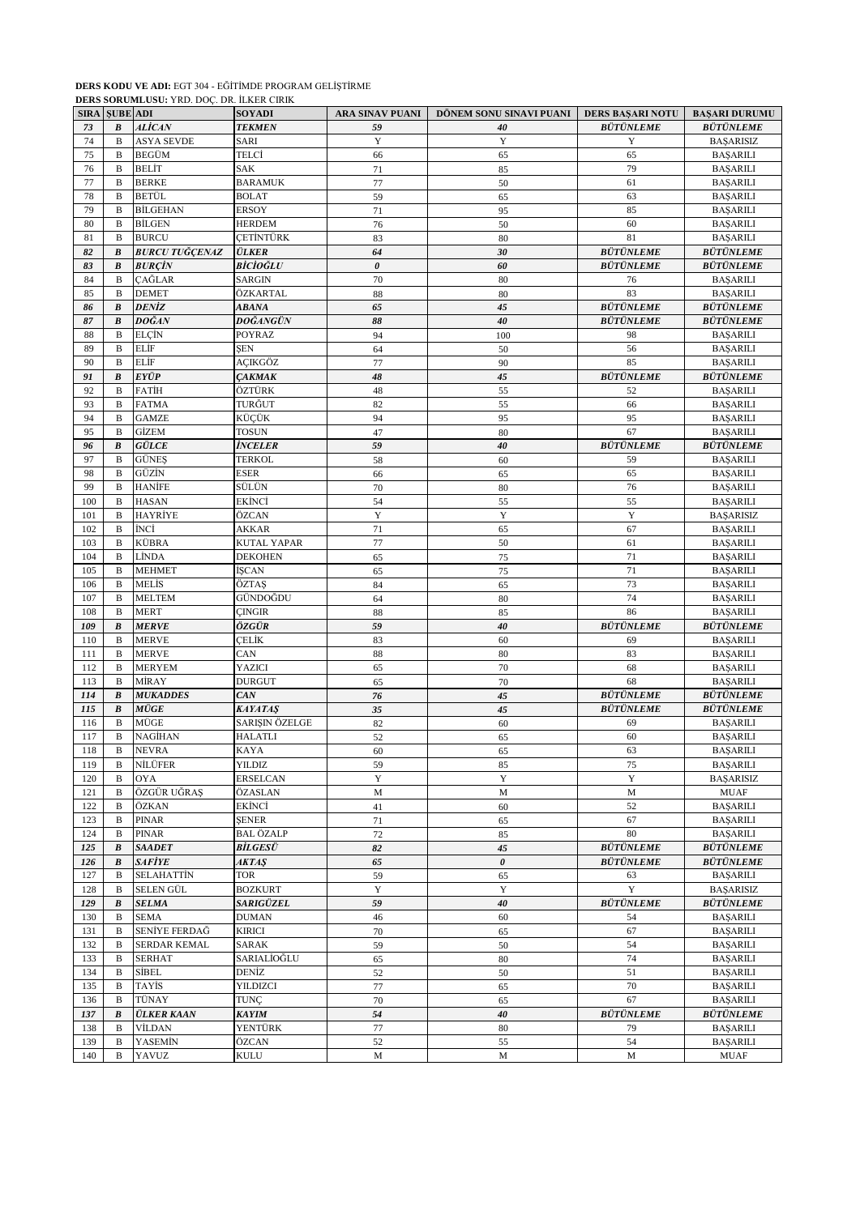**DERS KODU VE ADI:** EGT 304 - EĞİTİMDE PROGRAM GELİŞTİRME
**DERS SORUMLUSU:** YRD. DOÇ. DR. İLKER CIRIK

| SIRA | ŞUBE | ADI | SOYADI | ARA SINAV PUANI | DÖNEM SONU SINAVI PUANI | DERS BAŞARI NOTU | BAŞARI DURUMU |
|---|---|---|---|---|---|---|---|
| ***73*** | ***B*** | ***ALİCAN*** | ***TEKMEN*** | ***59*** | ***40*** | ***BÜTÜNLEME*** | ***BÜTÜNLEME*** |
| 74 | B | ASYA SEVDE | SARI | Y | Y | Y | BAŞARISIZ |
| 75 | B | BEGÜM | TELCİ | 66 | 65 | 65 | BAŞARILI |
| 76 | B | BELİT | SAK | 71 | 85 | 79 | BAŞARILI |
| 77 | B | BERKE | BARAMUK | 77 | 50 | 61 | BAŞARILI |
| 78 | B | BETÜL | BOLAT | 59 | 65 | 63 | BAŞARILI |
| 79 | B | BİLGEHAN | ERSOY | 71 | 95 | 85 | BAŞARILI |
| 80 | B | BİLGEN | HERDEM | 76 | 50 | 60 | BAŞARILI |
| 81 | B | BURCU | ÇETİNTÜRK | 83 | 80 | 81 | BAŞARILI |
| ***82*** | ***B*** | ***BURCU TUĞÇENAZ*** | ***ÜLKER*** | ***64*** | ***30*** | ***BÜTÜNLEME*** | ***BÜTÜNLEME*** |
| ***83*** | ***B*** | ***BURÇİN*** | ***BİCİOĞLU*** | ***0*** | ***60*** | ***BÜTÜNLEME*** | ***BÜTÜNLEME*** |
| 84 | B | ÇAĞLAR | SARGIN | 70 | 80 | 76 | BAŞARILI |
| 85 | B | DEMET | ÖZKARTAL | 88 | 80 | 83 | BAŞARILI |
| ***86*** | ***B*** | ***DENİZ*** | ***ABANA*** | ***65*** | ***45*** | ***BÜTÜNLEME*** | ***BÜTÜNLEME*** |
| ***87*** | ***B*** | ***DOĞAN*** | ***DOĞANGÜN*** | ***88*** | ***40*** | ***BÜTÜNLEME*** | ***BÜTÜNLEME*** |
| 88 | B | ELÇİN | POYRAZ | 94 | 100 | 98 | BAŞARILI |
| 89 | B | ELİF | ŞEN | 64 | 50 | 56 | BAŞARILI |
| 90 | B | ELİF | AÇIKGÖZ | 77 | 90 | 85 | BAŞARILI |
| ***91*** | ***B*** | ***EYÜP*** | ***ÇAKMAK*** | ***48*** | ***45*** | ***BÜTÜNLEME*** | ***BÜTÜNLEME*** |
| 92 | B | FATİH | ÖZTÜRK | 48 | 55 | 52 | BAŞARILI |
| 93 | B | FATMA | TURĞUT | 82 | 55 | 66 | BAŞARILI |
| 94 | B | GAMZE | KÜÇÜK | 94 | 95 | 95 | BAŞARILI |
| 95 | B | GİZEM | TOSUN | 47 | 80 | 67 | BAŞARILI |
| ***96*** | ***B*** | ***GÜLCE*** | ***İNCELER*** | ***59*** | ***40*** | ***BÜTÜNLEME*** | ***BÜTÜNLEME*** |
| 97 | B | GÜNEŞ | TERKOL | 58 | 60 | 59 | BAŞARILI |
| 98 | B | GÜZİN | ESER | 66 | 65 | 65 | BAŞARILI |
| 99 | B | HANİFE | SÜLÜN | 70 | 80 | 76 | BAŞARILI |
| 100 | B | HASAN | EKİNCİ | 54 | 55 | 55 | BAŞARILI |
| 101 | B | HAYRİYE | ÖZCAN | Y | Y | Y | BAŞARISIZ |
| 102 | B | İNCİ | AKKAR | 71 | 65 | 67 | BAŞARILI |
| 103 | B | KÜBRA | KUTAL YAPAR | 77 | 50 | 61 | BAŞARILI |
| 104 | B | LİNDA | DEKOHEN | 65 | 75 | 71 | BAŞARILI |
| 105 | B | MEHMET | İŞCAN | 65 | 75 | 71 | BAŞARILI |
| 106 | B | MELİS | ÖZTAŞ | 84 | 65 | 73 | BAŞARILI |
| 107 | B | MELTEM | GÜNDOĞDU | 64 | 80 | 74 | BAŞARILI |
| 108 | B | MERT | ÇINGIR | 88 | 85 | 86 | BAŞARILI |
| ***109*** | ***B*** | ***MERVE*** | ***ÖZGÜR*** | ***59*** | ***40*** | ***BÜTÜNLEME*** | ***BÜTÜNLEME*** |
| 110 | B | MERVE | ÇELİK | 83 | 60 | 69 | BAŞARILI |
| 111 | B | MERVE | CAN | 88 | 80 | 83 | BAŞARILI |
| 112 | B | MERYEM | YAZICI | 65 | 70 | 68 | BAŞARILI |
| 113 | B | MİRAY | DURGUT | 65 | 70 | 68 | BAŞARILI |
| ***114*** | ***B*** | ***MUKADDES*** | ***CAN*** | ***76*** | ***45*** | ***BÜTÜNLEME*** | ***BÜTÜNLEME*** |
| ***115*** | ***B*** | ***MÜGE*** | ***KAYATAŞ*** | ***35*** | ***45*** | ***BÜTÜNLEME*** | ***BÜTÜNLEME*** |
| 116 | B | MÜGE | SARIŞIN ÖZELGE | 82 | 60 | 69 | BAŞARILI |
| 117 | B | NAGİHAN | HALATLI | 52 | 65 | 60 | BAŞARILI |
| 118 | B | NEVRA | KAYA | 60 | 65 | 63 | BAŞARILI |
| 119 | B | NİLÜFER | YILDIZ | 59 | 85 | 75 | BAŞARILI |
| 120 | B | OYA | ERSELCAN | Y | Y | Y | BAŞARISIZ |
| 121 | B | ÖZGÜR UĞRAŞ | ÖZASLAN | M | M | M | MUAF |
| 122 | B | ÖZKAN | EKİNCİ | 41 | 60 | 52 | BAŞARILI |
| 123 | B | PINAR | ŞENER | 71 | 65 | 67 | BAŞARILI |
| 124 | B | PINAR | BAL ÖZALP | 72 | 85 | 80 | BAŞARILI |
| ***125*** | ***B*** | ***SAADET*** | ***BİLGESÜ*** | ***82*** | ***45*** | ***BÜTÜNLEME*** | ***BÜTÜNLEME*** |
| ***126*** | ***B*** | ***SAFİYE*** | ***AKTAŞ*** | ***65*** | ***0*** | ***BÜTÜNLEME*** | ***BÜTÜNLEME*** |
| 127 | B | SELAHATTİN | TOR | 59 | 65 | 63 | BAŞARILI |
| 128 | B | SELEN GÜL | BOZKURT | Y | Y | Y | BAŞARISIZ |
| ***129*** | ***B*** | ***SELMA*** | ***SARIGÜZEL*** | ***59*** | ***40*** | ***BÜTÜNLEME*** | ***BÜTÜNLEME*** |
| 130 | B | SEMA | DUMAN | 46 | 60 | 54 | BAŞARILI |
| 131 | B | SENİYE FERDAĞ | KIRICI | 70 | 65 | 67 | BAŞARILI |
| 132 | B | SERDAR KEMAL | SARAK | 59 | 50 | 54 | BAŞARILI |
| 133 | B | SERHAT | SARIALİOĞLU | 65 | 80 | 74 | BAŞARILI |
| 134 | B | SİBEL | DENİZ | 52 | 50 | 51 | BAŞARILI |
| 135 | B | TAYİS | YILDIZCI | 77 | 65 | 70 | BAŞARILI |
| 136 | B | TÜNAY | TUNÇ | 70 | 65 | 67 | BAŞARILI |
| ***137*** | ***B*** | ***ÜLKER KAAN*** | ***KAYIM*** | ***54*** | ***40*** | ***BÜTÜNLEME*** | ***BÜTÜNLEME*** |
| 138 | B | VİLDAN | YENTÜRK | 77 | 80 | 79 | BAŞARILI |
| 139 | B | YASEMİN | ÖZCAN | 52 | 55 | 54 | BAŞARILI |
| 140 | B | YAVUZ | KULU | M | M | M | MUAF |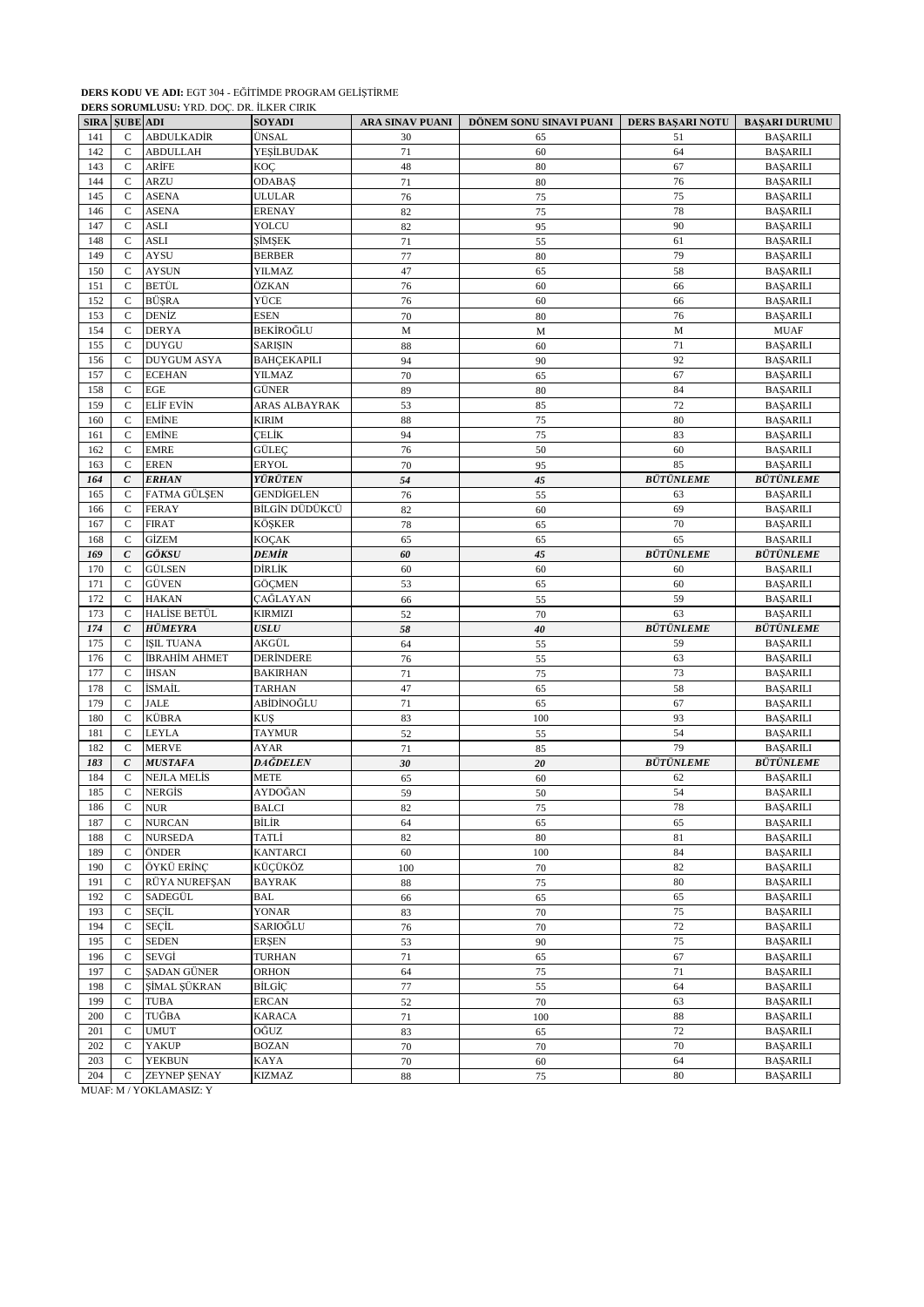**DERS KODU VE ADI:** EGT 304 - EĞİTİMDE PROGRAM GELİŞTİRME
**DERS SORUMLUSU:** YRD. DOÇ. DR. İLKER CIRIK

| SIRA | ŞUBE | ADI | SOYADI | ARA SINAV PUANI | DÖNEM SONU SINAVI PUANI | DERS BAŞARI NOTU | BAŞARI DURUMU |
|---|---|---|---|---|---|---|---|
| 141 | C | ABDULKADİR | ÜNSAL | 30 | 65 | 51 | BAŞARILI |
| 142 | C | ABDULLAH | YEŞİLBUDAK | 71 | 60 | 64 | BAŞARILI |
| 143 | C | ARİFE | KOÇ | 48 | 80 | 67 | BAŞARILI |
| 144 | C | ARZU | ODABAŞ | 71 | 80 | 76 | BAŞARILI |
| 145 | C | ASENA | ULULAR | 76 | 75 | 75 | BAŞARILI |
| 146 | C | ASENA | ERENAY | 82 | 75 | 78 | BAŞARILI |
| 147 | C | ASLI | YOLCU | 82 | 95 | 90 | BAŞARILI |
| 148 | C | ASLI | ŞİMŞEK | 71 | 55 | 61 | BAŞARILI |
| 149 | C | AYSU | BERBER | 77 | 80 | 79 | BAŞARILI |
| 150 | C | AYSUN | YILMAZ | 47 | 65 | 58 | BAŞARILI |
| 151 | C | BETÜL | ÖZKAN | 76 | 60 | 66 | BAŞARILI |
| 152 | C | BÜŞRA | YÜCE | 76 | 60 | 66 | BAŞARILI |
| 153 | C | DENİZ | ESEN | 70 | 80 | 76 | BAŞARILI |
| 154 | C | DERYA | BEKİROĞLU | M | M | M | MUAF |
| 155 | C | DUYGU | SARIŞIN | 88 | 60 | 71 | BAŞARILI |
| 156 | C | DUYGUM ASYA | BAHÇEKAPILI | 94 | 90 | 92 | BAŞARILI |
| 157 | C | ECEHAN | YILMAZ | 70 | 65 | 67 | BAŞARILI |
| 158 | C | EGE | GÜNER | 89 | 80 | 84 | BAŞARILI |
| 159 | C | ELİF EVİN | ARAS ALBAYRAK | 53 | 85 | 72 | BAŞARILI |
| 160 | C | EMİNE | KIRIM | 88 | 75 | 80 | BAŞARILI |
| 161 | C | EMİNE | ÇELİK | 94 | 75 | 83 | BAŞARILI |
| 162 | C | EMRE | GÜLEÇ | 76 | 50 | 60 | BAŞARILI |
| 163 | C | EREN | ERYOL | 70 | 95 | 85 | BAŞARILI |
| ***164*** | ***C*** | ***ERHAN*** | ***YÜRÜTEN*** | ***54*** | ***45*** | ***BÜTÜNLEME*** | ***BÜTÜNLEME*** |
| 165 | C | FATMA GÜLŞEN | GENDİGELEN | 76 | 55 | 63 | BAŞARILI |
| 166 | C | FERAY | BİLGİN DÜDÜKCÜ | 82 | 60 | 69 | BAŞARILI |
| 167 | C | FIRAT | KÖŞKER | 78 | 65 | 70 | BAŞARILI |
| 168 | C | GİZEM | KOÇAK | 65 | 65 | 65 | BAŞARILI |
| ***169*** | ***C*** | ***GÖKSU*** | ***DEMİR*** | ***60*** | ***45*** | ***BÜTÜNLEME*** | ***BÜTÜNLEME*** |
| 170 | C | GÜLSEN | DİRLİK | 60 | 60 | 60 | BAŞARILI |
| 171 | C | GÜVEN | GÖÇMEN | 53 | 65 | 60 | BAŞARILI |
| 172 | C | HAKAN | ÇAĞLAYAN | 66 | 55 | 59 | BAŞARILI |
| 173 | C | HALİSE BETÜL | KIRMIZI | 52 | 70 | 63 | BAŞARILI |
| ***174*** | ***C*** | ***HÜMEYRA*** | ***USLU*** | ***58*** | ***40*** | ***BÜTÜNLEME*** | ***BÜTÜNLEME*** |
| 175 | C | IŞIL TUANA | AKGÜL | 64 | 55 | 59 | BAŞARILI |
| 176 | C | İBRAHİM AHMET | DERİNDERE | 76 | 55 | 63 | BAŞARILI |
| 177 | C | İHSAN | BAKIRHAN | 71 | 75 | 73 | BAŞARILI |
| 178 | C | İSMAİL | TARHAN | 47 | 65 | 58 | BAŞARILI |
| 179 | C | JALE | ABİDİNOĞLU | 71 | 65 | 67 | BAŞARILI |
| 180 | C | KÜBRA | KUŞ | 83 | 100 | 93 | BAŞARILI |
| 181 | C | LEYLA | TAYMUR | 52 | 55 | 54 | BAŞARILI |
| 182 | C | MERVE | AYAR | 71 | 85 | 79 | BAŞARILI |
| ***183*** | ***C*** | ***MUSTAFA*** | ***DAĞDELEN*** | ***30*** | ***20*** | ***BÜTÜNLEME*** | ***BÜTÜNLEME*** |
| 184 | C | NEJLA MELİS | METE | 65 | 60 | 62 | BAŞARILI |
| 185 | C | NERGİS | AYDOĞAN | 59 | 50 | 54 | BAŞARILI |
| 186 | C | NUR | BALCI | 82 | 75 | 78 | BAŞARILI |
| 187 | C | NURCAN | BİLİR | 64 | 65 | 65 | BAŞARILI |
| 188 | C | NURSEDA | TATLİ | 82 | 80 | 81 | BAŞARILI |
| 189 | C | ÖNDER | KANTARCI | 60 | 100 | 84 | BAŞARILI |
| 190 | C | ÖYKÜ ERİNÇ | KÜÇÜKÖZ | 100 | 70 | 82 | BAŞARILI |
| 191 | C | RÜYA NUREFŞAN | BAYRAK | 88 | 75 | 80 | BAŞARILI |
| 192 | C | SADEGÜL | BAL | 66 | 65 | 65 | BAŞARILI |
| 193 | C | SEÇİL | YONAR | 83 | 70 | 75 | BAŞARILI |
| 194 | C | SEÇİL | SARIOĞLU | 76 | 70 | 72 | BAŞARILI |
| 195 | C | SEDEN | ERŞEN | 53 | 90 | 75 | BAŞARILI |
| 196 | C | SEVGİ | TURHAN | 71 | 65 | 67 | BAŞARILI |
| 197 | C | ŞADAN GÜNER | ORHON | 64 | 75 | 71 | BAŞARILI |
| 198 | C | ŞİMAL ŞÜKRAN | BİLGİÇ | 77 | 55 | 64 | BAŞARILI |
| 199 | C | TUBA | ERCAN | 52 | 70 | 63 | BAŞARILI |
| 200 | C | TUĞBA | KARACA | 71 | 100 | 88 | BAŞARILI |
| 201 | C | UMUT | OĞUZ | 83 | 65 | 72 | BAŞARILI |
| 202 | C | YAKUP | BOZAN | 70 | 70 | 70 | BAŞARILI |
| 203 | C | YEKBUN | KAYA | 70 | 60 | 64 | BAŞARILI |
| 204 | C | ZEYNEP ŞENAY | KIZMAZ | 88 | 75 | 80 | BAŞARILI |

MUAF: M / YOKLAMASIZ: Y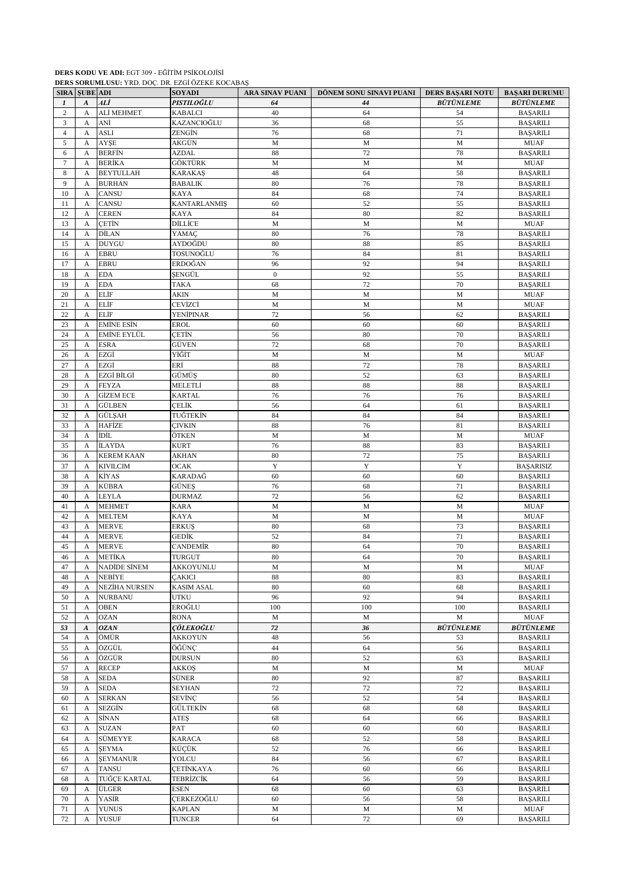**DERS KODU VE ADI:** EGT 309 - EĞİTİM PSİKOLOJİSİ
**DERS SORUMLUSU:** YRD. DOÇ. DR. EZGİ ÖZEKE KOCABAŞ

| SIRA | ŞUBE | ADI | SOYADI | ARA SINAV PUANI | DÖNEM SONU SINAVI PUANI | DERS BAŞARI NOTU | BAŞARI DURUMU |
|---|---|---|---|---|---|---|---|
| ***1*** | ***A*** | ***ALİ*** | ***PISTILOĞLU*** | ***64*** | ***44*** | ***BÜTÜNLEME*** | ***BÜTÜNLEME*** |
| 2 | A | ALİ MEHMET | KABALCI | 40 | 64 | 54 | BAŞARILI |
| 3 | A | ANİ | KAZANCIOĞLU | 36 | 68 | 55 | BAŞARILI |
| 4 | A | ASLI | ZENGİN | 76 | 68 | 71 | BAŞARILI |
| 5 | A | AYŞE | AKGÜN | M | M | M | MUAF |
| 6 | A | BERFİN | AZDAL | 88 | 72 | 78 | BAŞARILI |
| 7 | A | BERİKA | GÖKTÜRK | M | M | M | MUAF |
| 8 | A | BEYTULLAH | KARAKAŞ | 48 | 64 | 58 | BAŞARILI |
| 9 | A | BURHAN | BABALIK | 80 | 76 | 78 | BAŞARILI |
| 10 | A | CANSU | KAYA | 84 | 68 | 74 | BAŞARILI |
| 11 | A | CANSU | KANTARLANMIŞ | 60 | 52 | 55 | BAŞARILI |
| 12 | A | CEREN | KAYA | 84 | 80 | 82 | BAŞARILI |
| 13 | A | ÇETİN | DİLLİCE | M | M | M | MUAF |
| 14 | A | DİLAN | YAMAÇ | 80 | 76 | 78 | BAŞARILI |
| 15 | A | DUYGU | AYDOĞDU | 80 | 88 | 85 | BAŞARILI |
| 16 | A | EBRU | TOSUNOĞLU | 76 | 84 | 81 | BAŞARILI |
| 17 | A | EBRU | ERDOĞAN | 96 | 92 | 94 | BAŞARILI |
| 18 | A | EDA | ŞENGÜL | 0 | 92 | 55 | BAŞARILI |
| 19 | A | EDA | TAKA | 68 | 72 | 70 | BAŞARILI |
| 20 | A | ELİF | AKIN | M | M | M | MUAF |
| 21 | A | ELİF | CEVİZCİ | M | M | M | MUAF |
| 22 | A | ELİF | YENİPINAR | 72 | 56 | 62 | BAŞARILI |
| 23 | A | EMİNE ESİN | EROL | 60 | 60 | 60 | BAŞARILI |
| 24 | A | EMİNE EYLÜL | ÇETİN | 56 | 80 | 70 | BAŞARILI |
| 25 | A | ESRA | GÜVEN | 72 | 68 | 70 | BAŞARILI |
| 26 | A | EZGİ | YİĞİT | M | M | M | MUAF |
| 27 | A | EZGİ | ERİ | 88 | 72 | 78 | BAŞARILI |
| 28 | A | EZGİ BİLGİ | GÜMÜŞ | 80 | 52 | 63 | BAŞARILI |
| 29 | A | FEYZA | MELETLİ | 88 | 88 | 88 | BAŞARILI |
| 30 | A | GİZEM ECE | KARTAL | 76 | 76 | 76 | BAŞARILI |
| 31 | A | GÜLBEN | ÇELİK | 56 | 64 | 61 | BAŞARILI |
| 32 | A | GÜLŞAH | TUĞTEKİN | 84 | 84 | 84 | BAŞARILI |
| 33 | A | HAFİZE | ÇIVKIN | 88 | 76 | 81 | BAŞARILI |
| 34 | A | İDİL | ÖTKEN | M | M | M | MUAF |
| 35 | A | İLAYDA | KURT | 76 | 88 | 83 | BAŞARILI |
| 36 | A | KEREM KAAN | AKHAN | 80 | 72 | 75 | BAŞARILI |
| 37 | A | KIVILCIM | OCAK | Y | Y | Y | BAŞARISIZ |
| 38 | A | KİYAS | KARADAĞ | 60 | 60 | 60 | BAŞARILI |
| 39 | A | KÜBRA | GÜNEŞ | 76 | 68 | 71 | BAŞARILI |
| 40 | A | LEYLA | DURMAZ | 72 | 56 | 62 | BAŞARILI |
| 41 | A | MEHMET | KARA | M | M | M | MUAF |
| 42 | A | MELTEM | KAYA | M | M | M | MUAF |
| 43 | A | MERVE | ERKUŞ | 80 | 68 | 73 | BAŞARILI |
| 44 | A | MERVE | GEDİK | 52 | 84 | 71 | BAŞARILI |
| 45 | A | MERVE | CANDEMİR | 80 | 64 | 70 | BAŞARILI |
| 46 | A | METİKA | TURGUT | 80 | 64 | 70 | BAŞARILI |
| 47 | A | NADİDE SİNEM | AKKOYUNLU | M | M | M | MUAF |
| 48 | A | NEBİYE | ÇAKICI | 88 | 80 | 83 | BAŞARILI |
| 49 | A | NEZİHA NURSEN | KASIM ASAL | 80 | 60 | 68 | BAŞARILI |
| 50 | A | NURBANU | UTKU | 96 | 92 | 94 | BAŞARILI |
| 51 | A | OBEN | EROĞLU | 100 | 100 | 100 | BAŞARILI |
| 52 | A | OZAN | RONA | M | M | M | MUAF |
| ***53*** | ***A*** | ***OZAN*** | ***ÇÖLEKOĞLU*** | ***72*** | ***36*** | ***BÜTÜNLEME*** | ***BÜTÜNLEME*** |
| 54 | A | ÖMÜR | AKKOYUN | 48 | 56 | 53 | BAŞARILI |
| 55 | A | ÖZGÜL | ÖĞÜNÇ | 44 | 64 | 56 | BAŞARILI |
| 56 | A | ÖZGÜR | DURSUN | 80 | 52 | 63 | BAŞARILI |
| 57 | A | RECEP | AKKOŞ | M | M | M | MUAF |
| 58 | A | SEDA | SÜNER | 80 | 92 | 87 | BAŞARILI |
| 59 | A | SEDA | SEYHAN | 72 | 72 | 72 | BAŞARILI |
| 60 | A | SERKAN | SEVİNÇ | 56 | 52 | 54 | BAŞARILI |
| 61 | A | SEZGİN | GÜLTEKİN | 68 | 68 | 68 | BAŞARILI |
| 62 | A | SİNAN | ATEŞ | 68 | 64 | 66 | BAŞARILI |
| 63 | A | SUZAN | PAT | 60 | 60 | 60 | BAŞARILI |
| 64 | A | SÜMEYYE | KARACA | 68 | 52 | 58 | BAŞARILI |
| 65 | A | ŞEYMA | KÜÇÜK | 52 | 76 | 66 | BAŞARILI |
| 66 | A | ŞEYMANUR | YOLCU | 84 | 56 | 67 | BAŞARILI |
| 67 | A | TANSU | ÇETİNKAYA | 76 | 60 | 66 | BAŞARILI |
| 68 | A | TUĞÇE KARTAL | TEBRİZCİK | 64 | 56 | 59 | BAŞARILI |
| 69 | A | ÜLGER | ESEN | 68 | 60 | 63 | BAŞARILI |
| 70 | A | YASİR | ÇERKEZOĞLU | 60 | 56 | 58 | BAŞARILI |
| 71 | A | YUNUS | KAPLAN | M | M | M | MUAF |
| 72 | A | YUSUF | TUNCER | 64 | 72 | 69 | BAŞARILI |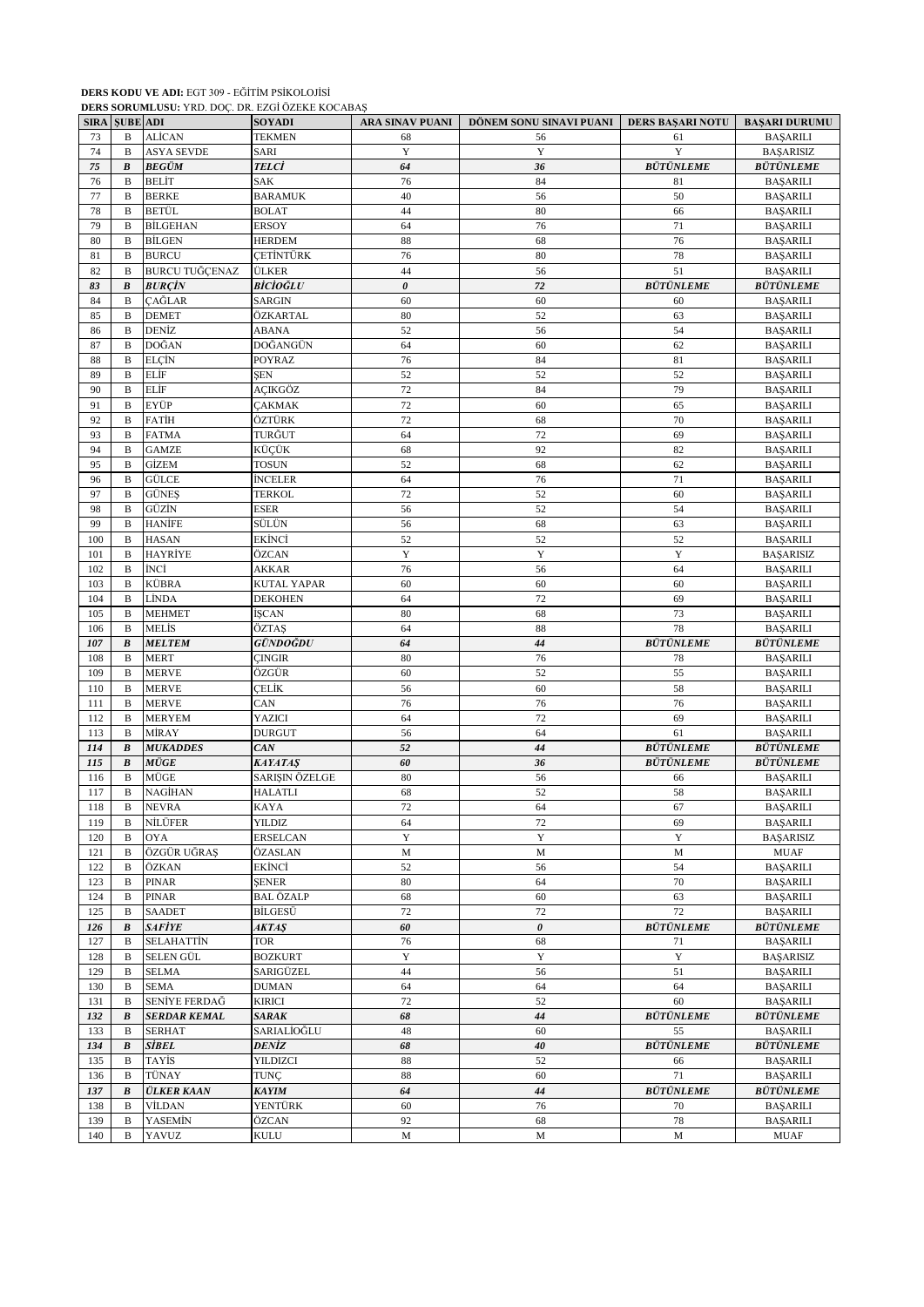**DERS KODU VE ADI:** EGT 309 - EĞİTİM PSİKOLOJİSİ
**DERS SORUMLUSU:** YRD. DOÇ. DR. EZGİ ÖZEKE KOCABAŞ

| SIRA | ŞUBE | ADI | SOYADI | ARA SINAV PUANI | DÖNEM SONU SINAVI PUANI | DERS BAŞARI NOTU | BAŞARI DURUMU |
|---|---|---|---|---|---|---|---|
| 73 | B | ALİCAN | TEKMEN | 68 | 56 | 61 | BAŞARILI |
| 74 | B | ASYA SEVDE | SARI | Y | Y | Y | BAŞARISIZ |
| ***75*** | ***B*** | ***BEGÜM*** | ***TELCİ*** | ***64*** | ***36*** | ***BÜTÜNLEME*** | ***BÜTÜNLEME*** |
| 76 | B | BELİT | SAK | 76 | 84 | 81 | BAŞARILI |
| 77 | B | BERKE | BARAMUK | 40 | 56 | 50 | BAŞARILI |
| 78 | B | BETÜL | BOLAT | 44 | 80 | 66 | BAŞARILI |
| 79 | B | BİLGEHAN | ERSOY | 64 | 76 | 71 | BAŞARILI |
| 80 | B | BİLGEN | HERDEM | 88 | 68 | 76 | BAŞARILI |
| 81 | B | BURCU | ÇETİNTÜRK | 76 | 80 | 78 | BAŞARILI |
| 82 | B | BURCU TUĞÇENAZ | ÜLKER | 44 | 56 | 51 | BAŞARILI |
| ***83*** | ***B*** | ***BURÇİN*** | ***BİCİOĞLU*** | ***0*** | ***72*** | ***BÜTÜNLEME*** | ***BÜTÜNLEME*** |
| 84 | B | ÇAĞLAR | SARGIN | 60 | 60 | 60 | BAŞARILI |
| 85 | B | DEMET | ÖZKARTAL | 80 | 52 | 63 | BAŞARILI |
| 86 | B | DENİZ | ABANA | 52 | 56 | 54 | BAŞARILI |
| 87 | B | DOĞAN | DOĞANGÜN | 64 | 60 | 62 | BAŞARILI |
| 88 | B | ELÇİN | POYRAZ | 76 | 84 | 81 | BAŞARILI |
| 89 | B | ELİF | ŞEN | 52 | 52 | 52 | BAŞARILI |
| 90 | B | ELİF | AÇIKGÖZ | 72 | 84 | 79 | BAŞARILI |
| 91 | B | EYÜP | ÇAKMAK | 72 | 60 | 65 | BAŞARILI |
| 92 | B | FATİH | ÖZTÜRK | 72 | 68 | 70 | BAŞARILI |
| 93 | B | FATMA | TURĞUT | 64 | 72 | 69 | BAŞARILI |
| 94 | B | GAMZE | KÜÇÜK | 68 | 92 | 82 | BAŞARILI |
| 95 | B | GİZEM | TOSUN | 52 | 68 | 62 | BAŞARILI |
| 96 | B | GÜLCE | İNCELER | 64 | 76 | 71 | BAŞARILI |
| 97 | B | GÜNEŞ | TERKOL | 72 | 52 | 60 | BAŞARILI |
| 98 | B | GÜZİN | ESER | 56 | 52 | 54 | BAŞARILI |
| 99 | B | HANİFE | SÜLÜN | 56 | 68 | 63 | BAŞARILI |
| 100 | B | HASAN | EKİNCİ | 52 | 52 | 52 | BAŞARILI |
| 101 | B | HAYRİYE | ÖZCAN | Y | Y | Y | BAŞARISIZ |
| 102 | B | İNCİ | AKKAR | 76 | 56 | 64 | BAŞARILI |
| 103 | B | KÜBRA | KUTAL YAPAR | 60 | 60 | 60 | BAŞARILI |
| 104 | B | LİNDA | DEKOHEN | 64 | 72 | 69 | BAŞARILI |
| 105 | B | MEHMET | İŞCAN | 80 | 68 | 73 | BAŞARILI |
| 106 | B | MELİS | ÖZTAŞ | 64 | 88 | 78 | BAŞARILI |
| ***107*** | ***B*** | ***MELTEM*** | ***GÜNDOĞDU*** | ***64*** | ***44*** | ***BÜTÜNLEME*** | ***BÜTÜNLEME*** |
| 108 | B | MERT | ÇINGIR | 80 | 76 | 78 | BAŞARILI |
| 109 | B | MERVE | ÖZGÜR | 60 | 52 | 55 | BAŞARILI |
| 110 | B | MERVE | ÇELİK | 56 | 60 | 58 | BAŞARILI |
| 111 | B | MERVE | CAN | 76 | 76 | 76 | BAŞARILI |
| 112 | B | MERYEM | YAZICI | 64 | 72 | 69 | BAŞARILI |
| 113 | B | MİRAY | DURGUT | 56 | 64 | 61 | BAŞARILI |
| ***114*** | ***B*** | ***MUKADDES*** | ***CAN*** | ***52*** | ***44*** | ***BÜTÜNLEME*** | ***BÜTÜNLEME*** |
| ***115*** | ***B*** | ***MÜGE*** | ***KAYATAŞ*** | ***60*** | ***36*** | ***BÜTÜNLEME*** | ***BÜTÜNLEME*** |
| 116 | B | MÜGE | SARIŞIN ÖZELGE | 80 | 56 | 66 | BAŞARILI |
| 117 | B | NAGİHAN | HALATLI | 68 | 52 | 58 | BAŞARILI |
| 118 | B | NEVRA | KAYA | 72 | 64 | 67 | BAŞARILI |
| 119 | B | NİLÜFER | YILDIZ | 64 | 72 | 69 | BAŞARILI |
| 120 | B | OYA | ERSELCAN | Y | Y | Y | BAŞARISIZ |
| 121 | B | ÖZGÜR UĞRAŞ | ÖZASLAN | M | M | M | MUAF |
| 122 | B | ÖZKAN | EKİNCİ | 52 | 56 | 54 | BAŞARILI |
| 123 | B | PINAR | ŞENER | 80 | 64 | 70 | BAŞARILI |
| 124 | B | PINAR | BAL ÖZALP | 68 | 60 | 63 | BAŞARILI |
| 125 | B | SAADET | BİLGESÜ | 72 | 72 | 72 | BAŞARILI |
| ***126*** | ***B*** | ***SAFİYE*** | ***AKTAŞ*** | ***60*** | ***0*** | ***BÜTÜNLEME*** | ***BÜTÜNLEME*** |
| 127 | B | SELAHATTİN | TOR | 76 | 68 | 71 | BAŞARILI |
| 128 | B | SELEN GÜL | BOZKURT | Y | Y | Y | BAŞARISIZ |
| 129 | B | SELMA | SARIGÜZEL | 44 | 56 | 51 | BAŞARILI |
| 130 | B | SEMA | DUMAN | 64 | 64 | 64 | BAŞARILI |
| 131 | B | SENİYE FERDAĞ | KIRICI | 72 | 52 | 60 | BAŞARILI |
| ***132*** | ***B*** | ***SERDAR KEMAL*** | ***SARAK*** | ***68*** | ***44*** | ***BÜTÜNLEME*** | ***BÜTÜNLEME*** |
| 133 | B | SERHAT | SARIALİOĞLU | 48 | 60 | 55 | BAŞARILI |
| ***134*** | ***B*** | ***SİBEL*** | ***DENİZ*** | ***68*** | ***40*** | ***BÜTÜNLEME*** | ***BÜTÜNLEME*** |
| 135 | B | TAYİS | YILDIZCI | 88 | 52 | 66 | BAŞARILI |
| 136 | B | TÜNAY | TUNÇ | 88 | 60 | 71 | BAŞARILI |
| ***137*** | ***B*** | ***ÜLKER KAAN*** | ***KAYIM*** | ***64*** | ***44*** | ***BÜTÜNLEME*** | ***BÜTÜNLEME*** |
| 138 | B | VİLDAN | YENTÜRK | 60 | 76 | 70 | BAŞARILI |
| 139 | B | YASEMİN | ÖZCAN | 92 | 68 | 78 | BAŞARILI |
| 140 | B | YAVUZ | KULU | M | M | M | MUAF |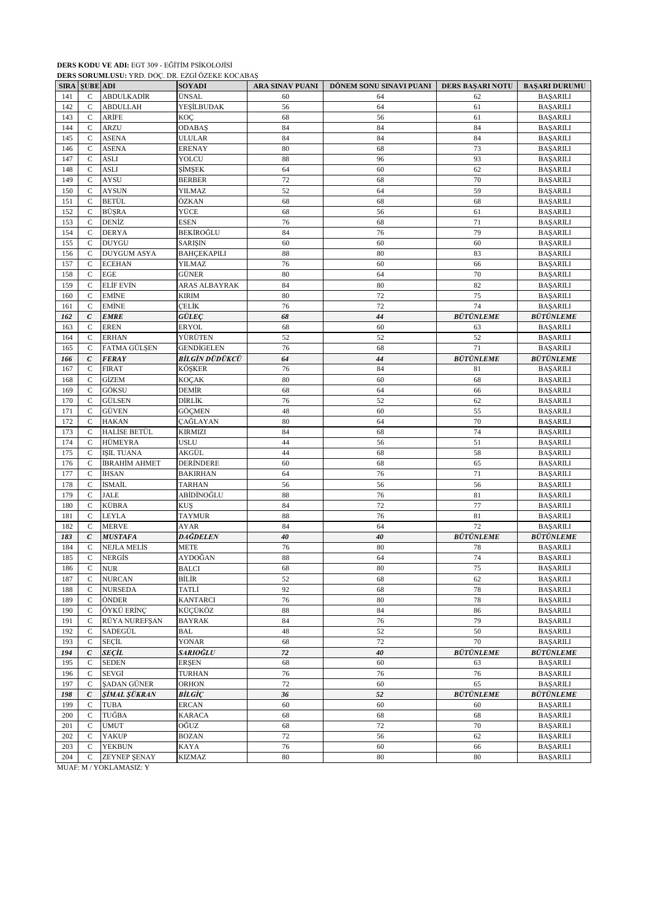**DERS KODU VE ADI:** EGT 309 - EĞİTİM PSİKOLOJİSİ

**DERS SORUMLUSU:** YRD. DOÇ. DR. EZGİ ÖZEKE KOCABAŞ

| SIRA | ŞUBE | ADI | SOYADI | ARA SINAV PUANI | DÖNEM SONU SINAVI PUANI | DERS BAŞARI NOTU | BAŞARI DURUMU |
|---|---|---|---|---|---|---|---|
| 141 | C | ABDULKADİR | ÜNSAL | 60 | 64 | 62 | BAŞARILI |
| 142 | C | ABDULLAH | YEŞİLBUDAK | 56 | 64 | 61 | BAŞARILI |
| 143 | C | ARİFE | KOÇ | 68 | 56 | 61 | BAŞARILI |
| 144 | C | ARZU | ODABAŞ | 84 | 84 | 84 | BAŞARILI |
| 145 | C | ASENA | ULULAR | 84 | 84 | 84 | BAŞARILI |
| 146 | C | ASENA | ERENAY | 80 | 68 | 73 | BAŞARILI |
| 147 | C | ASLI | YOLCU | 88 | 96 | 93 | BAŞARILI |
| 148 | C | ASLI | ŞİMŞEK | 64 | 60 | 62 | BAŞARILI |
| 149 | C | AYSU | BERBER | 72 | 68 | 70 | BAŞARILI |
| 150 | C | AYSUN | YILMAZ | 52 | 64 | 59 | BAŞARILI |
| 151 | C | BETÜL | ÖZKAN | 68 | 68 | 68 | BAŞARILI |
| 152 | C | BÜŞRA | YÜCE | 68 | 56 | 61 | BAŞARILI |
| 153 | C | DENİZ | ESEN | 76 | 68 | 71 | BAŞARILI |
| 154 | C | DERYA | BEKİROĞLU | 84 | 76 | 79 | BAŞARILI |
| 155 | C | DUYGU | SARIŞIN | 60 | 60 | 60 | BAŞARILI |
| 156 | C | DUYGUM ASYA | BAHÇEKAPILI | 88 | 80 | 83 | BAŞARILI |
| 157 | C | ECEHAN | YILMAZ | 76 | 60 | 66 | BAŞARILI |
| 158 | C | EGE | GÜNER | 80 | 64 | 70 | BAŞARILI |
| 159 | C | ELİF EVİN | ARAS ALBAYRAK | 84 | 80 | 82 | BAŞARILI |
| 160 | C | EMİNE | KIRIM | 80 | 72 | 75 | BAŞARILI |
| 161 | C | EMİNE | ÇELİK | 76 | 72 | 74 | BAŞARILI |
| ***162*** | ***C*** | ***EMRE*** | ***GÜLEÇ*** | ***68*** | ***44*** | ***BÜTÜNLEME*** | ***BÜTÜNLEME*** |
| 163 | C | EREN | ERYOL | 68 | 60 | 63 | BAŞARILI |
| 164 | C | ERHAN | YÜRÜTEN | 52 | 52 | 52 | BAŞARILI |
| 165 | C | FATMA GÜLŞEN | GENDİGELEN | 76 | 68 | 71 | BAŞARILI |
| ***166*** | ***C*** | ***FERAY*** | ***BİLGİN DÜDÜKCÜ*** | ***64*** | ***44*** | ***BÜTÜNLEME*** | ***BÜTÜNLEME*** |
| 167 | C | FIRAT | KÖŞKER | 76 | 84 | 81 | BAŞARILI |
| 168 | C | GİZEM | KOÇAK | 80 | 60 | 68 | BAŞARILI |
| 169 | C | GÖKSU | DEMİR | 68 | 64 | 66 | BAŞARILI |
| 170 | C | GÜLSEN | DİRLİK | 76 | 52 | 62 | BAŞARILI |
| 171 | C | GÜVEN | GÖÇMEN | 48 | 60 | 55 | BAŞARILI |
| 172 | C | HAKAN | ÇAĞLAYAN | 80 | 64 | 70 | BAŞARILI |
| 173 | C | HALİSE BETÜL | KIRMIZI | 84 | 68 | 74 | BAŞARILI |
| 174 | C | HÜMEYRA | USLU | 44 | 56 | 51 | BAŞARILI |
| 175 | C | IŞIL TUANA | AKGÜL | 44 | 68 | 58 | BAŞARILI |
| 176 | C | İBRAHİM AHMET | DERİNDERE | 60 | 68 | 65 | BAŞARILI |
| 177 | C | İHSAN | BAKIRHAN | 64 | 76 | 71 | BAŞARILI |
| 178 | C | İSMAİL | TARHAN | 56 | 56 | 56 | BAŞARILI |
| 179 | C | JALE | ABİDİNOĞLU | 88 | 76 | 81 | BAŞARILI |
| 180 | C | KÜBRA | KUŞ | 84 | 72 | 77 | BAŞARILI |
| 181 | C | LEYLA | TAYMUR | 88 | 76 | 81 | BAŞARILI |
| 182 | C | MERVE | AYAR | 84 | 64 | 72 | BAŞARILI |
| ***183*** | ***C*** | ***MUSTAFA*** | ***DAĞDELEN*** | ***40*** | ***40*** | ***BÜTÜNLEME*** | ***BÜTÜNLEME*** |
| 184 | C | NEJLA MELİS | METE | 76 | 80 | 78 | BAŞARILI |
| 185 | C | NERGİS | AYDOĞAN | 88 | 64 | 74 | BAŞARILI |
| 186 | C | NUR | BALCI | 68 | 80 | 75 | BAŞARILI |
| 187 | C | NURCAN | BİLİR | 52 | 68 | 62 | BAŞARILI |
| 188 | C | NURSEDA | TATLİ | 92 | 68 | 78 | BAŞARILI |
| 189 | C | ÖNDER | KANTARCI | 76 | 80 | 78 | BAŞARILI |
| 190 | C | ÖYKÜ ERİNÇ | KÜÇÜKÖZ | 88 | 84 | 86 | BAŞARILI |
| 191 | C | RÜYA NUREFŞAN | BAYRAK | 84 | 76 | 79 | BAŞARILI |
| 192 | C | SADEGÜL | BAL | 48 | 52 | 50 | BAŞARILI |
| 193 | C | SEÇİL | YONAR | 68 | 72 | 70 | BAŞARILI |
| ***194*** | ***C*** | ***SEÇİL*** | ***SARIOĞLU*** | ***72*** | ***40*** | ***BÜTÜNLEME*** | ***BÜTÜNLEME*** |
| 195 | C | SEDEN | ERŞEN | 68 | 60 | 63 | BAŞARILI |
| 196 | C | SEVGİ | TURHAN | 76 | 76 | 76 | BAŞARILI |
| 197 | C | ŞADAN GÜNER | ORHON | 72 | 60 | 65 | BAŞARILI |
| ***198*** | ***C*** | ***ŞİMAL ŞÜKRAN*** | ***BİLGİÇ*** | ***36*** | ***52*** | ***BÜTÜNLEME*** | ***BÜTÜNLEME*** |
| 199 | C | TUBA | ERCAN | 60 | 60 | 60 | BAŞARILI |
| 200 | C | TUĞBA | KARACA | 68 | 68 | 68 | BAŞARILI |
| 201 | C | UMUT | OĞUZ | 68 | 72 | 70 | BAŞARILI |
| 202 | C | YAKUP | BOZAN | 72 | 56 | 62 | BAŞARILI |
| 203 | C | YEKBUN | KAYA | 76 | 60 | 66 | BAŞARILI |
| 204 | C | ZEYNEP ŞENAY | KIZMAZ | 80 | 80 | 80 | BAŞARILI |

MUAF: M / YOKLAMASIZ: Y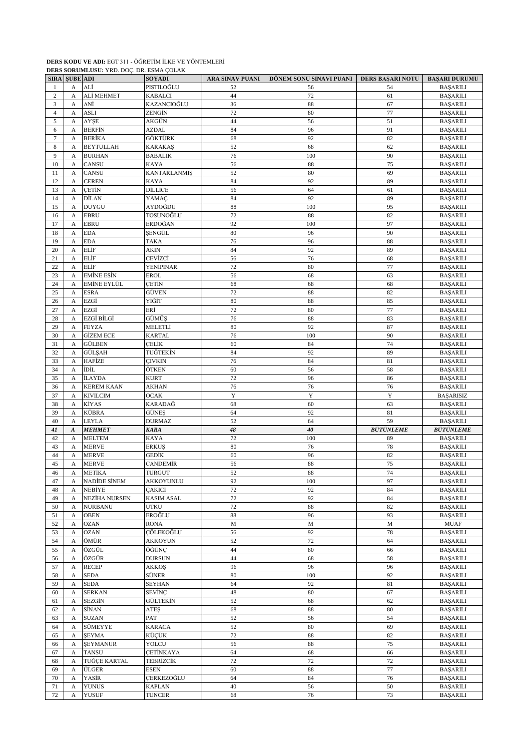**DERS KODU VE ADI:** EGT 311 - ÖĞRETİM İLKE VE YÖNTEMLERİ

**DERS SORUMLUSU:** YRD. DOÇ. DR. ESMA ÇOLAK

| SIRA | ŞUBE | ADI | SOYADI | ARA SINAV PUANI | DÖNEM SONU SINAVI PUANI | DERS BAŞARI NOTU | BAŞARI DURUMU |
|---|---|---|---|---|---|---|---|
| 1 | A | ALİ | PISTILOĞLU | 52 | 56 | 54 | BAŞARILI |
| 2 | A | ALİ MEHMET | KABALCI | 44 | 72 | 61 | BAŞARILI |
| 3 | A | ANİ | KAZANCIOĞLU | 36 | 88 | 67 | BAŞARILI |
| 4 | A | ASLI | ZENGİN | 72 | 80 | 77 | BAŞARILI |
| 5 | A | AYŞE | AKGÜN | 44 | 56 | 51 | BAŞARILI |
| 6 | A | BERFİN | AZDAL | 84 | 96 | 91 | BAŞARILI |
| 7 | A | BERİKA | GÖKTÜRK | 68 | 92 | 82 | BAŞARILI |
| 8 | A | BEYTULLAH | KARAKAŞ | 52 | 68 | 62 | BAŞARILI |
| 9 | A | BURHAN | BABALIK | 76 | 100 | 90 | BAŞARILI |
| 10 | A | CANSU | KAYA | 56 | 88 | 75 | BAŞARILI |
| 11 | A | CANSU | KANTARLANMIŞ | 52 | 80 | 69 | BAŞARILI |
| 12 | A | CEREN | KAYA | 84 | 92 | 89 | BAŞARILI |
| 13 | A | ÇETİN | DİLLİCE | 56 | 64 | 61 | BAŞARILI |
| 14 | A | DİLAN | YAMAÇ | 84 | 92 | 89 | BAŞARILI |
| 15 | A | DUYGU | AYDOĞDU | 88 | 100 | 95 | BAŞARILI |
| 16 | A | EBRU | TOSUNOĞLU | 72 | 88 | 82 | BAŞARILI |
| 17 | A | EBRU | ERDOĞAN | 92 | 100 | 97 | BAŞARILI |
| 18 | A | EDA | ŞENGÜL | 80 | 96 | 90 | BAŞARILI |
| 19 | A | EDA | TAKA | 76 | 96 | 88 | BAŞARILI |
| 20 | A | ELİF | AKIN | 84 | 92 | 89 | BAŞARILI |
| 21 | A | ELİF | CEVİZCİ | 56 | 76 | 68 | BAŞARILI |
| 22 | A | ELİF | YENİPINAR | 72 | 80 | 77 | BAŞARILI |
| 23 | A | EMİNE ESİN | EROL | 56 | 68 | 63 | BAŞARILI |
| 24 | A | EMİNE EYLÜL | ÇETİN | 68 | 68 | 68 | BAŞARILI |
| 25 | A | ESRA | GÜVEN | 72 | 88 | 82 | BAŞARILI |
| 26 | A | EZGİ | YİĞİT | 80 | 88 | 85 | BAŞARILI |
| 27 | A | EZGİ | ERİ | 72 | 80 | 77 | BAŞARILI |
| 28 | A | EZGİ BİLGİ | GÜMÜŞ | 76 | 88 | 83 | BAŞARILI |
| 29 | A | FEYZA | MELETLİ | 80 | 92 | 87 | BAŞARILI |
| 30 | A | GİZEM ECE | KARTAL | 76 | 100 | 90 | BAŞARILI |
| 31 | A | GÜLBEN | ÇELİK | 60 | 84 | 74 | BAŞARILI |
| 32 | A | GÜLŞAH | TUĞTEKİN | 84 | 92 | 89 | BAŞARILI |
| 33 | A | HAFİZE | ÇIVKIN | 76 | 84 | 81 | BAŞARILI |
| 34 | A | İDİL | ÖTKEN | 60 | 56 | 58 | BAŞARILI |
| 35 | A | İLAYDA | KURT | 72 | 96 | 86 | BAŞARILI |
| 36 | A | KEREM KAAN | AKHAN | 76 | 76 | 76 | BAŞARILI |
| 37 | A | KIVILCIM | OCAK | Y | Y | Y | BAŞARISIZ |
| 38 | A | KİYAS | KARADAĞ | 68 | 60 | 63 | BAŞARILI |
| 39 | A | KÜBRA | GÜNEŞ | 64 | 92 | 81 | BAŞARILI |
| 40 | A | LEYLA | DURMAZ | 52 | 64 | 59 | BAŞARILI |
| ***41*** | ***A*** | ***MEHMET*** | ***KARA*** | ***48*** | ***40*** | ***BÜTÜNLEME*** | ***BÜTÜNLEME*** |
| 42 | A | MELTEM | KAYA | 72 | 100 | 89 | BAŞARILI |
| 43 | A | MERVE | ERKUŞ | 80 | 76 | 78 | BAŞARILI |
| 44 | A | MERVE | GEDİK | 60 | 96 | 82 | BAŞARILI |
| 45 | A | MERVE | CANDEMİR | 56 | 88 | 75 | BAŞARILI |
| 46 | A | METİKA | TURGUT | 52 | 88 | 74 | BAŞARILI |
| 47 | A | NADİDE SİNEM | AKKOYUNLU | 92 | 100 | 97 | BAŞARILI |
| 48 | A | NEBİYE | ÇAKICI | 72 | 92 | 84 | BAŞARILI |
| 49 | A | NEZİHA NURSEN | KASIM ASAL | 72 | 92 | 84 | BAŞARILI |
| 50 | A | NURBANU | UTKU | 72 | 88 | 82 | BAŞARILI |
| 51 | A | OBEN | EROĞLU | 88 | 96 | 93 | BAŞARILI |
| 52 | A | OZAN | RONA | M | M | M | MUAF |
| 53 | A | OZAN | ÇÖLEKOĞLU | 56 | 92 | 78 | BAŞARILI |
| 54 | A | ÖMÜR | AKKOYUN | 52 | 72 | 64 | BAŞARILI |
| 55 | A | ÖZGÜL | ÖĞÜNÇ | 44 | 80 | 66 | BAŞARILI |
| 56 | A | ÖZGÜR | DURSUN | 44 | 68 | 58 | BAŞARILI |
| 57 | A | RECEP | AKKOŞ | 96 | 96 | 96 | BAŞARILI |
| 58 | A | SEDA | SÜNER | 80 | 100 | 92 | BAŞARILI |
| 59 | A | SEDA | SEYHAN | 64 | 92 | 81 | BAŞARILI |
| 60 | A | SERKAN | SEVİNÇ | 48 | 80 | 67 | BAŞARILI |
| 61 | A | SEZGİN | GÜLTEKİN | 52 | 68 | 62 | BAŞARILI |
| 62 | A | SİNAN | ATEŞ | 68 | 88 | 80 | BAŞARILI |
| 63 | A | SUZAN | PAT | 52 | 56 | 54 | BAŞARILI |
| 64 | A | SÜMEYYE | KARACA | 52 | 80 | 69 | BAŞARILI |
| 65 | A | ŞEYMA | KÜÇÜK | 72 | 88 | 82 | BAŞARILI |
| 66 | A | ŞEYMANUR | YOLCU | 56 | 88 | 75 | BAŞARILI |
| 67 | A | TANSU | ÇETİNKAYA | 64 | 68 | 66 | BAŞARILI |
| 68 | A | TUĞÇE KARTAL | TEBRİZCİK | 72 | 72 | 72 | BAŞARILI |
| 69 | A | ÜLGER | ESEN | 60 | 88 | 77 | BAŞARILI |
| 70 | A | YASİR | ÇERKEZOĞLU | 64 | 84 | 76 | BAŞARILI |
| 71 | A | YUNUS | KAPLAN | 40 | 56 | 50 | BAŞARILI |
| 72 | A | YUSUF | TUNCER | 68 | 76 | 73 | BAŞARILI |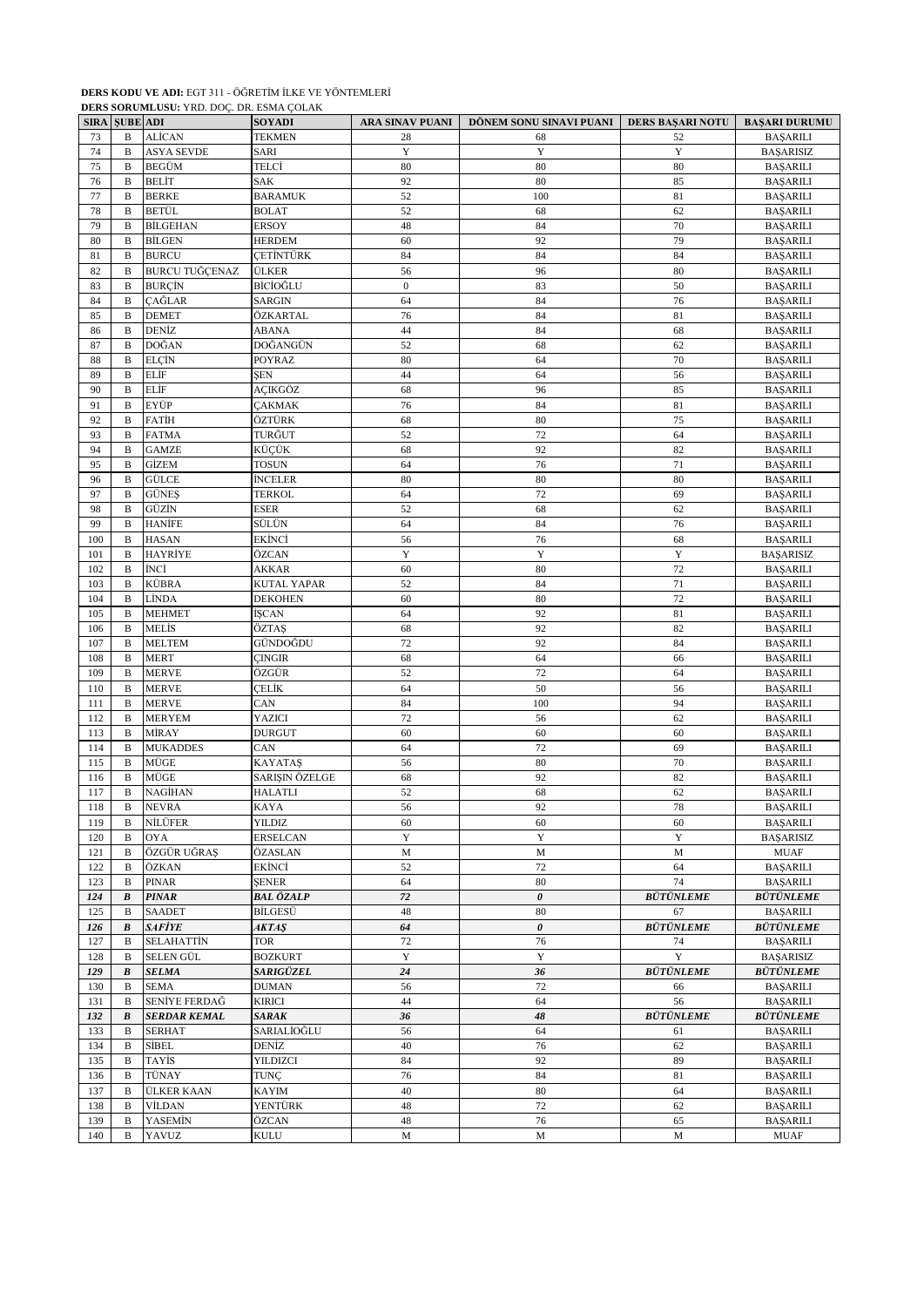**DERS KODU VE ADI:** EGT 311 - ÖĞRETİM İLKE VE YÖNTEMLERİ
**DERS SORUMLUSU:** YRD. DOÇ. DR. ESMA ÇOLAK

| SIRA | ŞUBE | ADI | SOYADI | ARA SINAV PUANI | DÖNEM SONU SINAVI PUANI | DERS BAŞARI NOTU | BAŞARI DURUMU |
|---|---|---|---|---|---|---|---|
| 73 | B | ALİCAN | TEKMEN | 28 | 68 | 52 | BAŞARILI |
| 74 | B | ASYA SEVDE | SARI | Y | Y | Y | BAŞARISIZ |
| 75 | B | BEGÜM | TELCİ | 80 | 80 | 80 | BAŞARILI |
| 76 | B | BELİT | SAK | 92 | 80 | 85 | BAŞARILI |
| 77 | B | BERKE | BARAMUK | 52 | 100 | 81 | BAŞARILI |
| 78 | B | BETÜL | BOLAT | 52 | 68 | 62 | BAŞARILI |
| 79 | B | BİLGEHAN | ERSOY | 48 | 84 | 70 | BAŞARILI |
| 80 | B | BİLGEN | HERDEM | 60 | 92 | 79 | BAŞARILI |
| 81 | B | BURCU | ÇETİNTÜRK | 84 | 84 | 84 | BAŞARILI |
| 82 | B | BURCU TUĞÇENAZ | ÜLKER | 56 | 96 | 80 | BAŞARILI |
| 83 | B | BURÇİN | BİCİOĞLU | 0 | 83 | 50 | BAŞARILI |
| 84 | B | ÇAĞLAR | SARGIN | 64 | 84 | 76 | BAŞARILI |
| 85 | B | DEMET | ÖZKARTAL | 76 | 84 | 81 | BAŞARILI |
| 86 | B | DENİZ | ABANA | 44 | 84 | 68 | BAŞARILI |
| 87 | B | DOĞAN | DOĞANGÜN | 52 | 68 | 62 | BAŞARILI |
| 88 | B | ELÇİN | POYRAZ | 80 | 64 | 70 | BAŞARILI |
| 89 | B | ELİF | ŞEN | 44 | 64 | 56 | BAŞARILI |
| 90 | B | ELİF | AÇIKGÖZ | 68 | 96 | 85 | BAŞARILI |
| 91 | B | EYÜP | ÇAKMAK | 76 | 84 | 81 | BAŞARILI |
| 92 | B | FATİH | ÖZTÜRK | 68 | 80 | 75 | BAŞARILI |
| 93 | B | FATMA | TURĞUT | 52 | 72 | 64 | BAŞARILI |
| 94 | B | GAMZE | KÜÇÜK | 68 | 92 | 82 | BAŞARILI |
| 95 | B | GİZEM | TOSUN | 64 | 76 | 71 | BAŞARILI |
| 96 | B | GÜLCE | İNCELER | 80 | 80 | 80 | BAŞARILI |
| 97 | B | GÜNEŞ | TERKOL | 64 | 72 | 69 | BAŞARILI |
| 98 | B | GÜZİN | ESER | 52 | 68 | 62 | BAŞARILI |
| 99 | B | HANİFE | SÜLÜN | 64 | 84 | 76 | BAŞARILI |
| 100 | B | HASAN | EKİNCİ | 56 | 76 | 68 | BAŞARILI |
| 101 | B | HAYRİYE | ÖZCAN | Y | Y | Y | BAŞARISIZ |
| 102 | B | İNCİ | AKKAR | 60 | 80 | 72 | BAŞARILI |
| 103 | B | KÜBRA | KUTAL YAPAR | 52 | 84 | 71 | BAŞARILI |
| 104 | B | LİNDA | DEKOHEN | 60 | 80 | 72 | BAŞARILI |
| 105 | B | MEHMET | İŞCAN | 64 | 92 | 81 | BAŞARILI |
| 106 | B | MELİS | ÖZTAŞ | 68 | 92 | 82 | BAŞARILI |
| 107 | B | MELTEM | GÜNDOĞDU | 72 | 92 | 84 | BAŞARILI |
| 108 | B | MERT | ÇINGIR | 68 | 64 | 66 | BAŞARILI |
| 109 | B | MERVE | ÖZGÜR | 52 | 72 | 64 | BAŞARILI |
| 110 | B | MERVE | ÇELİK | 64 | 50 | 56 | BAŞARILI |
| 111 | B | MERVE | CAN | 84 | 100 | 94 | BAŞARILI |
| 112 | B | MERYEM | YAZICI | 72 | 56 | 62 | BAŞARILI |
| 113 | B | MİRAY | DURGUT | 60 | 60 | 60 | BAŞARILI |
| 114 | B | MUKADDES | CAN | 64 | 72 | 69 | BAŞARILI |
| 115 | B | MÜGE | KAYATAŞ | 56 | 80 | 70 | BAŞARILI |
| 116 | B | MÜGE | SARIŞIN ÖZELGE | 68 | 92 | 82 | BAŞARILI |
| 117 | B | NAGİHAN | HALATLI | 52 | 68 | 62 | BAŞARILI |
| 118 | B | NEVRA | KAYA | 56 | 92 | 78 | BAŞARILI |
| 119 | B | NİLÜFER | YILDIZ | 60 | 60 | 60 | BAŞARILI |
| 120 | B | OYA | ERSELCAN | Y | Y | Y | BAŞARISIZ |
| 121 | B | ÖZGÜR UĞRAŞ | ÖZASLAN | M | M | M | MUAF |
| 122 | B | ÖZKAN | EKİNCİ | 52 | 72 | 64 | BAŞARILI |
| 123 | B | PINAR | ŞENER | 64 | 80 | 74 | BAŞARILI |
| ***124*** | ***B*** | ***PINAR*** | ***BAL ÖZALP*** | ***72*** | ***0*** | ***BÜTÜNLEME*** | ***BÜTÜNLEME*** |
| 125 | B | SAADET | BİLGESÜ | 48 | 80 | 67 | BAŞARILI |
| ***126*** | ***B*** | ***SAFİYE*** | ***AKTAŞ*** | ***64*** | ***0*** | ***BÜTÜNLEME*** | ***BÜTÜNLEME*** |
| 127 | B | SELAHATTİN | TOR | 72 | 76 | 74 | BAŞARILI |
| 128 | B | SELEN GÜL | BOZKURT | Y | Y | Y | BAŞARISIZ |
| ***129*** | ***B*** | ***SELMA*** | ***SARIGÜZEL*** | ***24*** | ***36*** | ***BÜTÜNLEME*** | ***BÜTÜNLEME*** |
| 130 | B | SEMA | DUMAN | 56 | 72 | 66 | BAŞARILI |
| 131 | B | SENİYE FERDAĞ | KIRICI | 44 | 64 | 56 | BAŞARILI |
| ***132*** | ***B*** | ***SERDAR KEMAL*** | ***SARAK*** | ***36*** | ***48*** | ***BÜTÜNLEME*** | ***BÜTÜNLEME*** |
| 133 | B | SERHAT | SARIALİOĞLU | 56 | 64 | 61 | BAŞARILI |
| 134 | B | SİBEL | DENİZ | 40 | 76 | 62 | BAŞARILI |
| 135 | B | TAYİS | YILDIZCI | 84 | 92 | 89 | BAŞARILI |
| 136 | B | TÜNAY | TUNÇ | 76 | 84 | 81 | BAŞARILI |
| 137 | B | ÜLKER KAAN | KAYIM | 40 | 80 | 64 | BAŞARILI |
| 138 | B | VİLDAN | YENTÜRK | 48 | 72 | 62 | BAŞARILI |
| 139 | B | YASEMİN | ÖZCAN | 48 | 76 | 65 | BAŞARILI |
| 140 | B | YAVUZ | KULU | M | M | M | MUAF |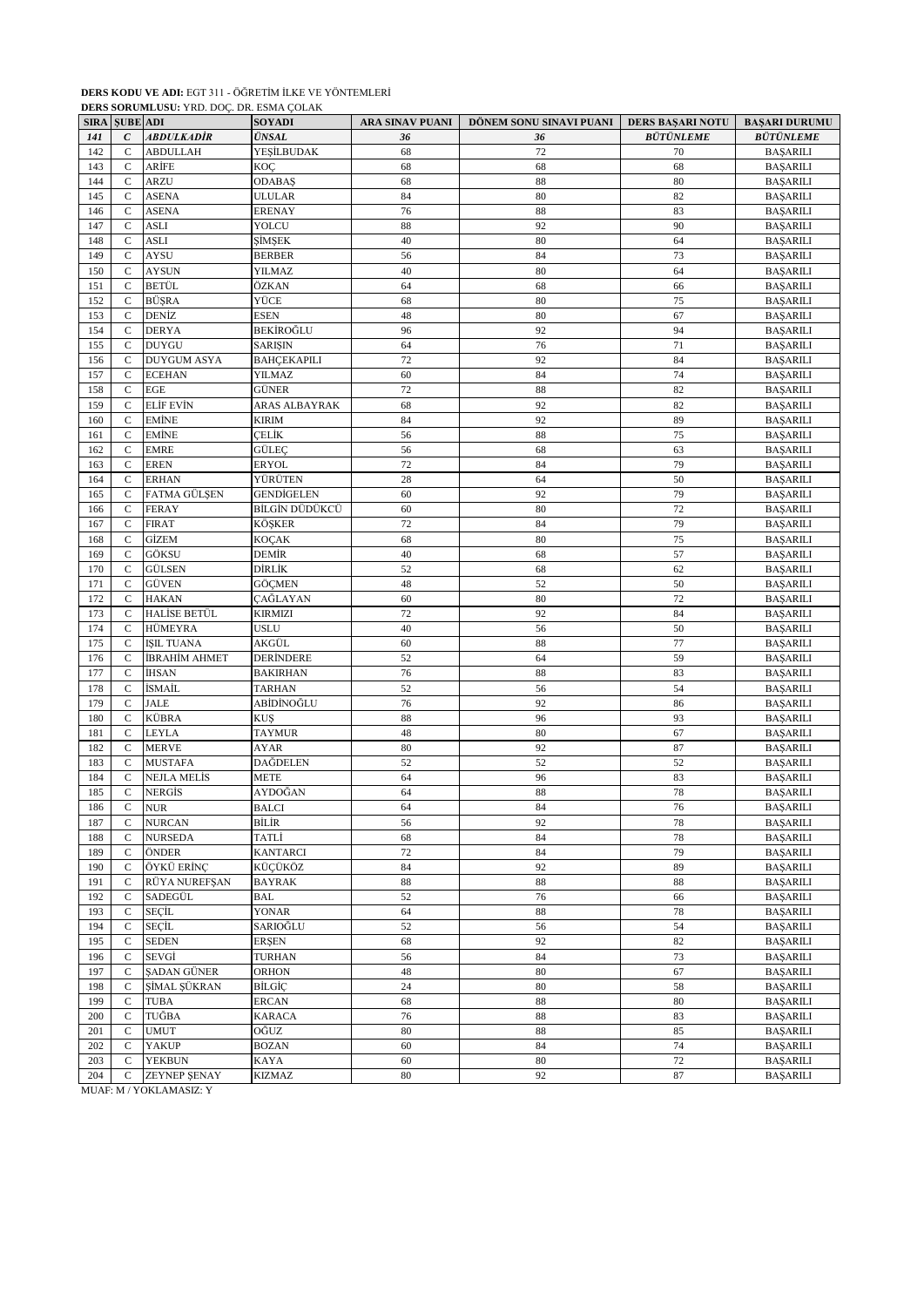**DERS KODU VE ADI:** EGT 311 - ÖĞRETİM İLKE VE YÖNTEMLERİ
**DERS SORUMLUSU:** YRD. DOÇ. DR. ESMA ÇOLAK

| SIRA | ŞUBE | ADI | SOYADI | ARA SINAV PUANI | DÖNEM SONU SINAVI PUANI | DERS BAŞARI NOTU | BAŞARI DURUMU |
|---|---|---|---|---|---|---|---|
| *141* | *C* | *ABDULKADİR* | *ÜNSAL* | *36* | *36* | *BÜTÜNLEME* | *BÜTÜNLEME* |
| 142 | C | ABDULLAH | YEŞİLBUDAK | 68 | 72 | 70 | BAŞARILI |
| 143 | C | ARİFE | KOÇ | 68 | 68 | 68 | BAŞARILI |
| 144 | C | ARZU | ODABAŞ | 68 | 88 | 80 | BAŞARILI |
| 145 | C | ASENA | ULULAR | 84 | 80 | 82 | BAŞARILI |
| 146 | C | ASENA | ERENAY | 76 | 88 | 83 | BAŞARILI |
| 147 | C | ASLI | YOLCU | 88 | 92 | 90 | BAŞARILI |
| 148 | C | ASLI | ŞİMŞEK | 40 | 80 | 64 | BAŞARILI |
| 149 | C | AYSU | BERBER | 56 | 84 | 73 | BAŞARILI |
| 150 | C | AYSUN | YILMAZ | 40 | 80 | 64 | BAŞARILI |
| 151 | C | BETÜL | ÖZKAN | 64 | 68 | 66 | BAŞARILI |
| 152 | C | BÜŞRA | YÜCE | 68 | 80 | 75 | BAŞARILI |
| 153 | C | DENİZ | ESEN | 48 | 80 | 67 | BAŞARILI |
| 154 | C | DERYA | BEKİROĞLU | 96 | 92 | 94 | BAŞARILI |
| 155 | C | DUYGU | SARIŞIN | 64 | 76 | 71 | BAŞARILI |
| 156 | C | DUYGUM ASYA | BAHÇEKAPILI | 72 | 92 | 84 | BAŞARILI |
| 157 | C | ECEHAN | YILMAZ | 60 | 84 | 74 | BAŞARILI |
| 158 | C | EGE | GÜNER | 72 | 88 | 82 | BAŞARILI |
| 159 | C | ELİF EVİN | ARAS ALBAYRAK | 68 | 92 | 82 | BAŞARILI |
| 160 | C | EMİNE | KIRIM | 84 | 92 | 89 | BAŞARILI |
| 161 | C | EMİNE | ÇELİK | 56 | 88 | 75 | BAŞARILI |
| 162 | C | EMRE | GÜLEÇ | 56 | 68 | 63 | BAŞARILI |
| 163 | C | EREN | ERYOL | 72 | 84 | 79 | BAŞARILI |
| 164 | C | ERHAN | YÜRÜTEN | 28 | 64 | 50 | BAŞARILI |
| 165 | C | FATMA GÜLŞEN | GENDİGELEN | 60 | 92 | 79 | BAŞARILI |
| 166 | C | FERAY | BİLGİN DÜDÜKCÜ | 60 | 80 | 72 | BAŞARILI |
| 167 | C | FIRAT | KÖŞKER | 72 | 84 | 79 | BAŞARILI |
| 168 | C | GİZEM | KOÇAK | 68 | 80 | 75 | BAŞARILI |
| 169 | C | GÖKSU | DEMİR | 40 | 68 | 57 | BAŞARILI |
| 170 | C | GÜLSEN | DİRLİK | 52 | 68 | 62 | BAŞARILI |
| 171 | C | GÜVEN | GÖÇMEN | 48 | 52 | 50 | BAŞARILI |
| 172 | C | HAKAN | ÇAĞLAYAN | 60 | 80 | 72 | BAŞARILI |
| 173 | C | HALİSE BETÜL | KIRMIZI | 72 | 92 | 84 | BAŞARILI |
| 174 | C | HÜMEYRA | USLU | 40 | 56 | 50 | BAŞARILI |
| 175 | C | IŞIL TUANA | AKGÜL | 60 | 88 | 77 | BAŞARILI |
| 176 | C | İBRAHİM AHMET | DERİNDERE | 52 | 64 | 59 | BAŞARILI |
| 177 | C | İHSAN | BAKIRHAN | 76 | 88 | 83 | BAŞARILI |
| 178 | C | İSMAİL | TARHAN | 52 | 56 | 54 | BAŞARILI |
| 179 | C | JALE | ABİDİNOĞLU | 76 | 92 | 86 | BAŞARILI |
| 180 | C | KÜBRA | KUŞ | 88 | 96 | 93 | BAŞARILI |
| 181 | C | LEYLA | TAYMUR | 48 | 80 | 67 | BAŞARILI |
| 182 | C | MERVE | AYAR | 80 | 92 | 87 | BAŞARILI |
| 183 | C | MUSTAFA | DAĞDELEN | 52 | 52 | 52 | BAŞARILI |
| 184 | C | NEJLA MELİS | METE | 64 | 96 | 83 | BAŞARILI |
| 185 | C | NERGİS | AYDOĞAN | 64 | 88 | 78 | BAŞARILI |
| 186 | C | NUR | BALCI | 64 | 84 | 76 | BAŞARILI |
| 187 | C | NURCAN | BİLİR | 56 | 92 | 78 | BAŞARILI |
| 188 | C | NURSEDA | TATLİ | 68 | 84 | 78 | BAŞARILI |
| 189 | C | ÖNDER | KANTARCI | 72 | 84 | 79 | BAŞARILI |
| 190 | C | ÖYKÜ ERİNÇ | KÜÇÜKÖZ | 84 | 92 | 89 | BAŞARILI |
| 191 | C | RÜYA NUREFŞAN | BAYRAK | 88 | 88 | 88 | BAŞARILI |
| 192 | C | SADEGÜL | BAL | 52 | 76 | 66 | BAŞARILI |
| 193 | C | SEÇİL | YONAR | 64 | 88 | 78 | BAŞARILI |
| 194 | C | SEÇİL | SARIOĞLU | 52 | 56 | 54 | BAŞARILI |
| 195 | C | SEDEN | ERŞEN | 68 | 92 | 82 | BAŞARILI |
| 196 | C | SEVGİ | TURHAN | 56 | 84 | 73 | BAŞARILI |
| 197 | C | ŞADAN GÜNER | ORHON | 48 | 80 | 67 | BAŞARILI |
| 198 | C | ŞİMAL ŞÜKRAN | BİLGİÇ | 24 | 80 | 58 | BAŞARILI |
| 199 | C | TUBA | ERCAN | 68 | 88 | 80 | BAŞARILI |
| 200 | C | TUĞBA | KARACA | 76 | 88 | 83 | BAŞARILI |
| 201 | C | UMUT | OĞUZ | 80 | 88 | 85 | BAŞARILI |
| 202 | C | YAKUP | BOZAN | 60 | 84 | 74 | BAŞARILI |
| 203 | C | YEKBUN | KAYA | 60 | 80 | 72 | BAŞARILI |
| 204 | C | ZEYNEP ŞENAY | KIZMAZ | 80 | 92 | 87 | BAŞARILI |

MUAF: M / YOKLAMASIZ: Y